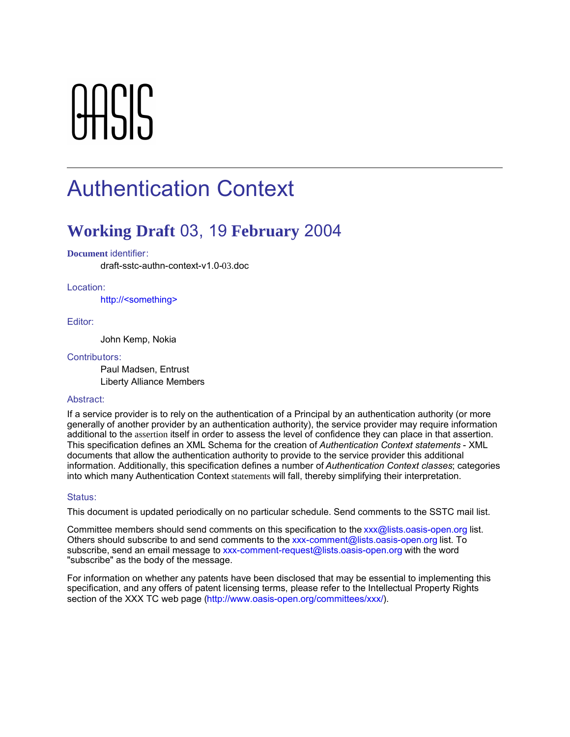OASIS

# Authentication Context

## Working Draft 03, 19 February 2004

**Document identifier:**

draft-sstc-authn-context-v1.0-03.doc

**Location:**

http://<something>

**Editor:**

John Kemp, Nokia

**Contributors:**

Paul Madsen, Entrust
Liberty Alliance Members

**Abstract:**

If a service provider is to rely on the authentication of a Principal by an authentication authority (or more generally of another provider by an authentication authority), the service provider may require information additional to the assertion itself in order to assess the level of confidence they can place in that assertion. This specification defines an XML Schema for the creation of *Authentication Context statements* - XML documents that allow the authentication authority to provide to the service provider this additional information. Additionally, this specification defines a number of *Authentication Context classes*; categories into which many Authentication Context statements will fall, thereby simplifying their interpretation.

**Status:**

This document is updated periodically on no particular schedule. Send comments to the SSTC mail list.

Committee members should send comments on this specification to the xxx@lists.oasis-open.org list. Others should subscribe to and send comments to the xxx-comment@lists.oasis-open.org list. To subscribe, send an email message to xxx-comment-request@lists.oasis-open.org with the word "subscribe" as the body of the message.

For information on whether any patents have been disclosed that may be essential to implementing this specification, and any offers of patent licensing terms, please refer to the Intellectual Property Rights section of the XXX TC web page (http://www.oasis-open.org/committees/xxx/).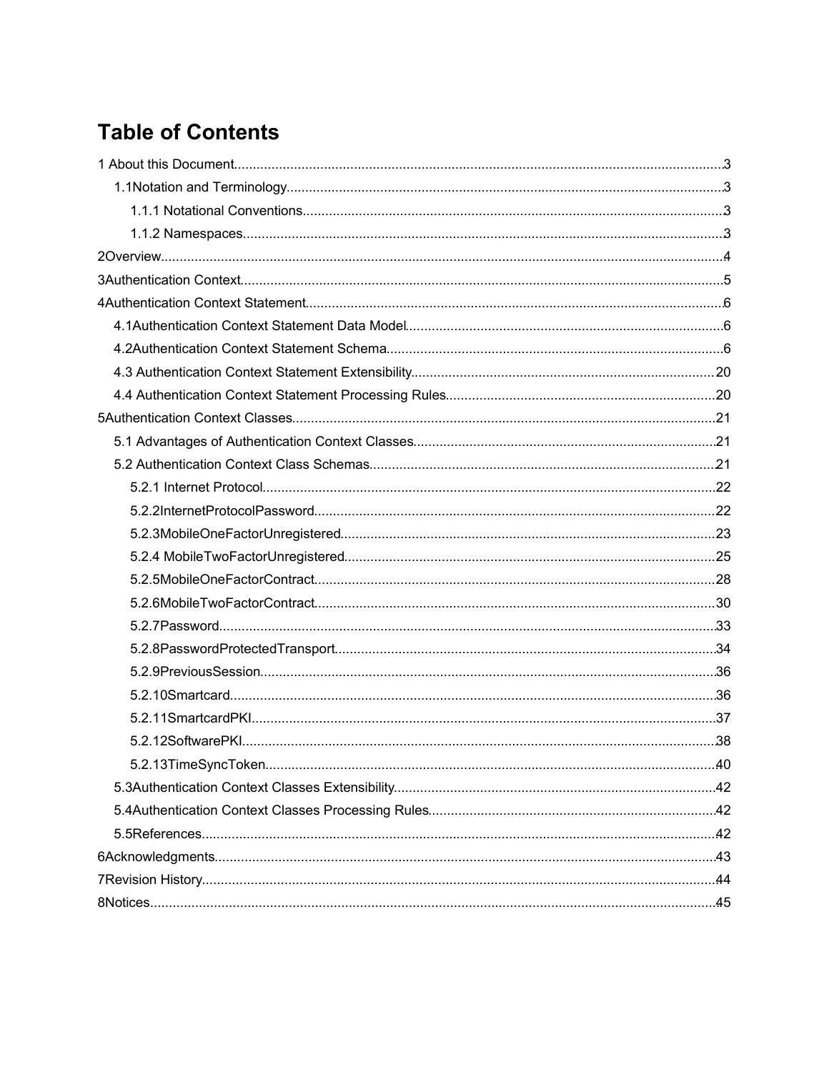# Table of Contents

1 About this Document....3
- 1.1Notation and Terminology....3
  - 1.1.1 Notational Conventions....3
  - 1.1.2 Namespaces....3

2Overview....4

3Authentication Context....5

4Authentication Context Statement....6
- 4.1Authentication Context Statement Data Model....6
- 4.2Authentication Context Statement Schema....6
- 4.3 Authentication Context Statement Extensibility....20
- 4.4 Authentication Context Statement Processing Rules....20

5Authentication Context Classes....21
- 5.1 Advantages of Authentication Context Classes....21
- 5.2 Authentication Context Class Schemas....21
  - 5.2.1 Internet Protocol....22
  - 5.2.2InternetProtocolPassword....22
  - 5.2.3MobileOneFactorUnregistered....23
  - 5.2.4 MobileTwoFactorUnregistered....25
  - 5.2.5MobileOneFactorContract....28
  - 5.2.6MobileTwoFactorContract....30
  - 5.2.7Password....33
  - 5.2.8PasswordProtectedTransport....34
  - 5.2.9PreviousSession....36
  - 5.2.10Smartcard....36
  - 5.2.11SmartcardPKI....37
  - 5.2.12SoftwarePKI....38
  - 5.2.13TimeSyncToken....40
- 5.3Authentication Context Classes Extensibility....42
- 5.4Authentication Context Classes Processing Rules....42
- 5.5References....42

6Acknowledgments....43

7Revision History....44

8Notices....45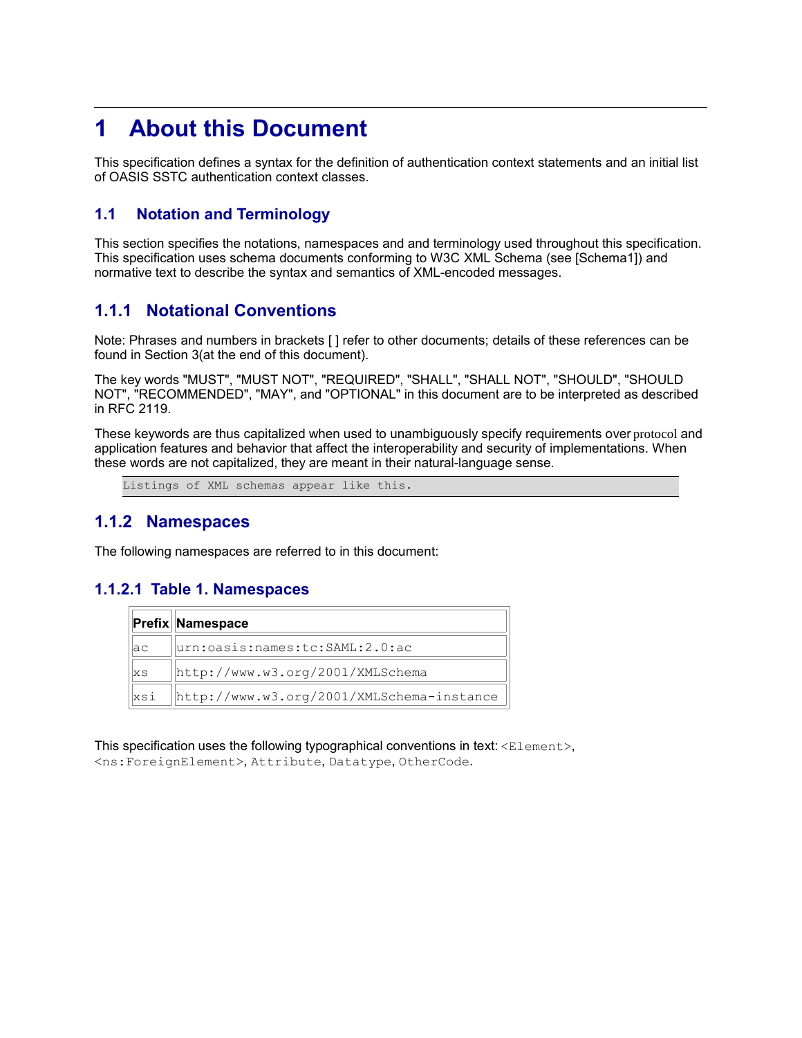# 1 About this Document

This specification defines a syntax for the definition of authentication context statements and an initial list of OASIS SSTC authentication context classes.

## 1.1 Notation and Terminology

This section specifies the notations, namespaces and and terminology used throughout this specification. This specification uses schema documents conforming to W3C XML Schema (see [Schema1]) and normative text to describe the syntax and semantics of XML-encoded messages.

### 1.1.1 Notational Conventions

Note: Phrases and numbers in brackets [ ] refer to other documents; details of these references can be found in Section 3(at the end of this document).

The key words "MUST", "MUST NOT", "REQUIRED", "SHALL", "SHALL NOT", "SHOULD", "SHOULD NOT", "RECOMMENDED", "MAY", and "OPTIONAL" in this document are to be interpreted as described in RFC 2119.

These keywords are thus capitalized when used to unambiguously specify requirements over protocol and application features and behavior that affect the interoperability and security of implementations. When these words are not capitalized, they are meant in their natural-language sense.

```
Listings of XML schemas appear like this.
```

### 1.1.2 Namespaces

The following namespaces are referred to in this document:

#### 1.1.2.1 Table 1. Namespaces

| Prefix | Namespace |
|---|---|
| ac | urn:oasis:names:tc:SAML:2.0:ac |
| xs | http://www.w3.org/2001/XMLSchema |
| xsi | http://www.w3.org/2001/XMLSchema-instance |

This specification uses the following typographical conventions in text: `<Element>`, `<ns:ForeignElement>`, `Attribute`, `Datatype`, `OtherCode`.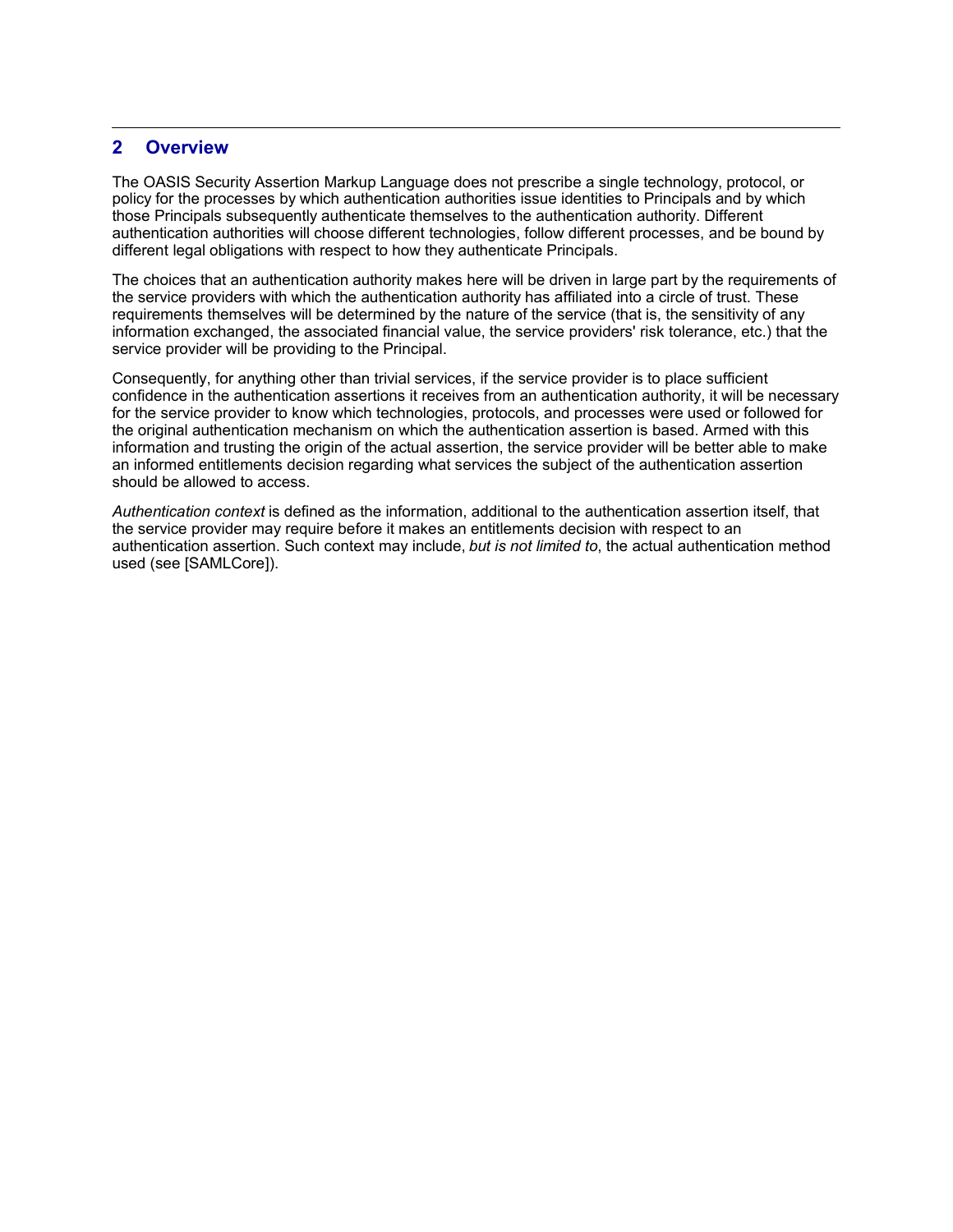# 2 Overview

The OASIS Security Assertion Markup Language does not prescribe a single technology, protocol, or policy for the processes by which authentication authorities issue identities to Principals and by which those Principals subsequently authenticate themselves to the authentication authority. Different authentication authorities will choose different technologies, follow different processes, and be bound by different legal obligations with respect to how they authenticate Principals.

The choices that an authentication authority makes here will be driven in large part by the requirements of the service providers with which the authentication authority has affiliated into a circle of trust. These requirements themselves will be determined by the nature of the service (that is, the sensitivity of any information exchanged, the associated financial value, the service providers' risk tolerance, etc.) that the service provider will be providing to the Principal.

Consequently, for anything other than trivial services, if the service provider is to place sufficient confidence in the authentication assertions it receives from an authentication authority, it will be necessary for the service provider to know which technologies, protocols, and processes were used or followed for the original authentication mechanism on which the authentication assertion is based. Armed with this information and trusting the origin of the actual assertion, the service provider will be better able to make an informed entitlements decision regarding what services the subject of the authentication assertion should be allowed to access.

*Authentication context* is defined as the information, additional to the authentication assertion itself, that the service provider may require before it makes an entitlements decision with respect to an authentication assertion. Such context may include, *but is not limited to*, the actual authentication method used (see [SAMLCore]).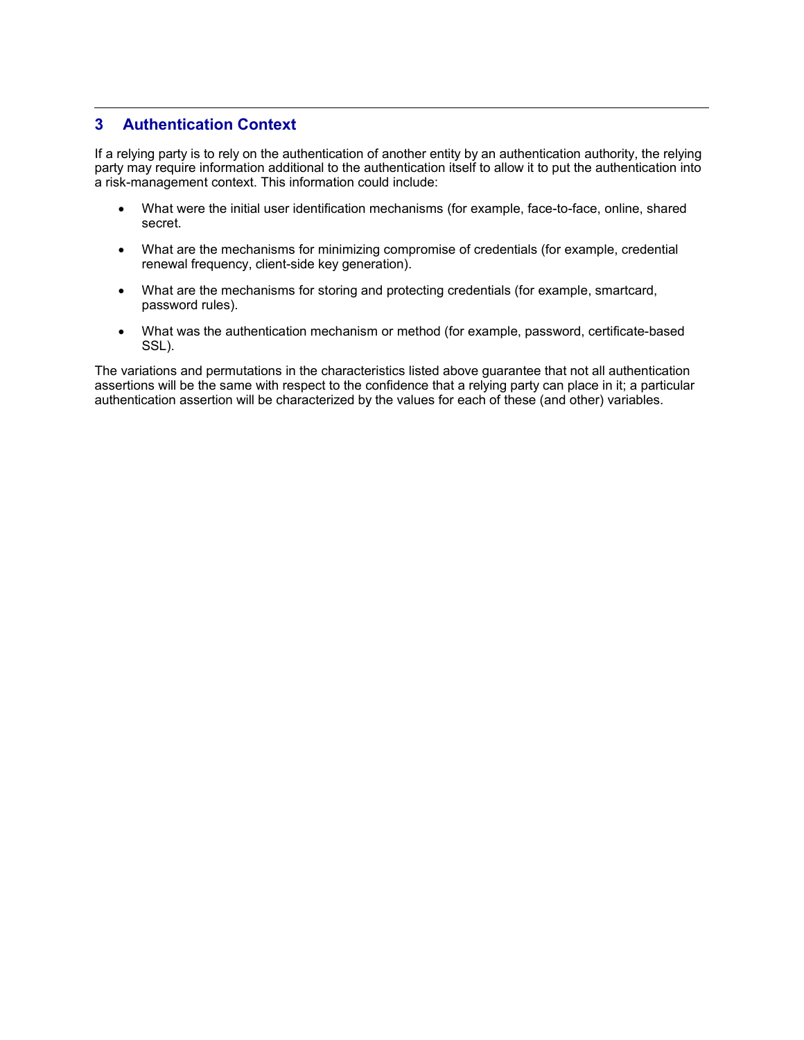# 3 Authentication Context

If a relying party is to rely on the authentication of another entity by an authentication authority, the relying party may require information additional to the authentication itself to allow it to put the authentication into a risk-management context. This information could include:

- What were the initial user identification mechanisms (for example, face-to-face, online, shared secret.
- What are the mechanisms for minimizing compromise of credentials (for example, credential renewal frequency, client-side key generation).
- What are the mechanisms for storing and protecting credentials (for example, smartcard, password rules).
- What was the authentication mechanism or method (for example, password, certificate-based SSL).

The variations and permutations in the characteristics listed above guarantee that not all authentication assertions will be the same with respect to the confidence that a relying party can place in it; a particular authentication assertion will be characterized by the values for each of these (and other) variables.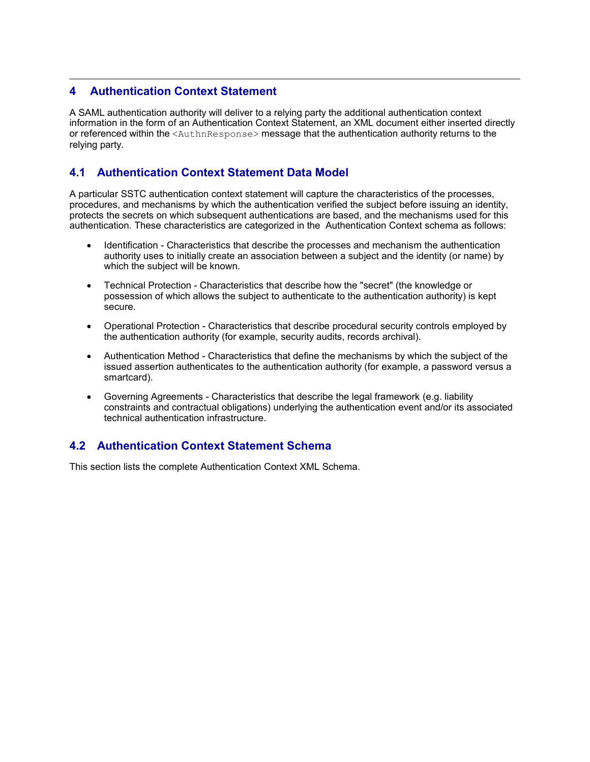# 4 Authentication Context Statement

A SAML authentication authority will deliver to a relying party the additional authentication context information in the form of an Authentication Context Statement, an XML document either inserted directly or referenced within the `<AuthnResponse>` message that the authentication authority returns to the relying party.

## 4.1 Authentication Context Statement Data Model

A particular SSTC authentication context statement will capture the characteristics of the processes, procedures, and mechanisms by which the authentication verified the subject before issuing an identity, protects the secrets on which subsequent authentications are based, and the mechanisms used for this authentication. These characteristics are categorized in the Authentication Context schema as follows:

- Identification - Characteristics that describe the processes and mechanism the authentication authority uses to initially create an association between a subject and the identity (or name) by which the subject will be known.
- Technical Protection - Characteristics that describe how the "secret" (the knowledge or possession of which allows the subject to authenticate to the authentication authority) is kept secure.
- Operational Protection - Characteristics that describe procedural security controls employed by the authentication authority (for example, security audits, records archival).
- Authentication Method - Characteristics that define the mechanisms by which the subject of the issued assertion authenticates to the authentication authority (for example, a password versus a smartcard).
- Governing Agreements - Characteristics that describe the legal framework (e.g. liability constraints and contractual obligations) underlying the authentication event and/or its associated technical authentication infrastructure.

## 4.2 Authentication Context Statement Schema

This section lists the complete Authentication Context XML Schema.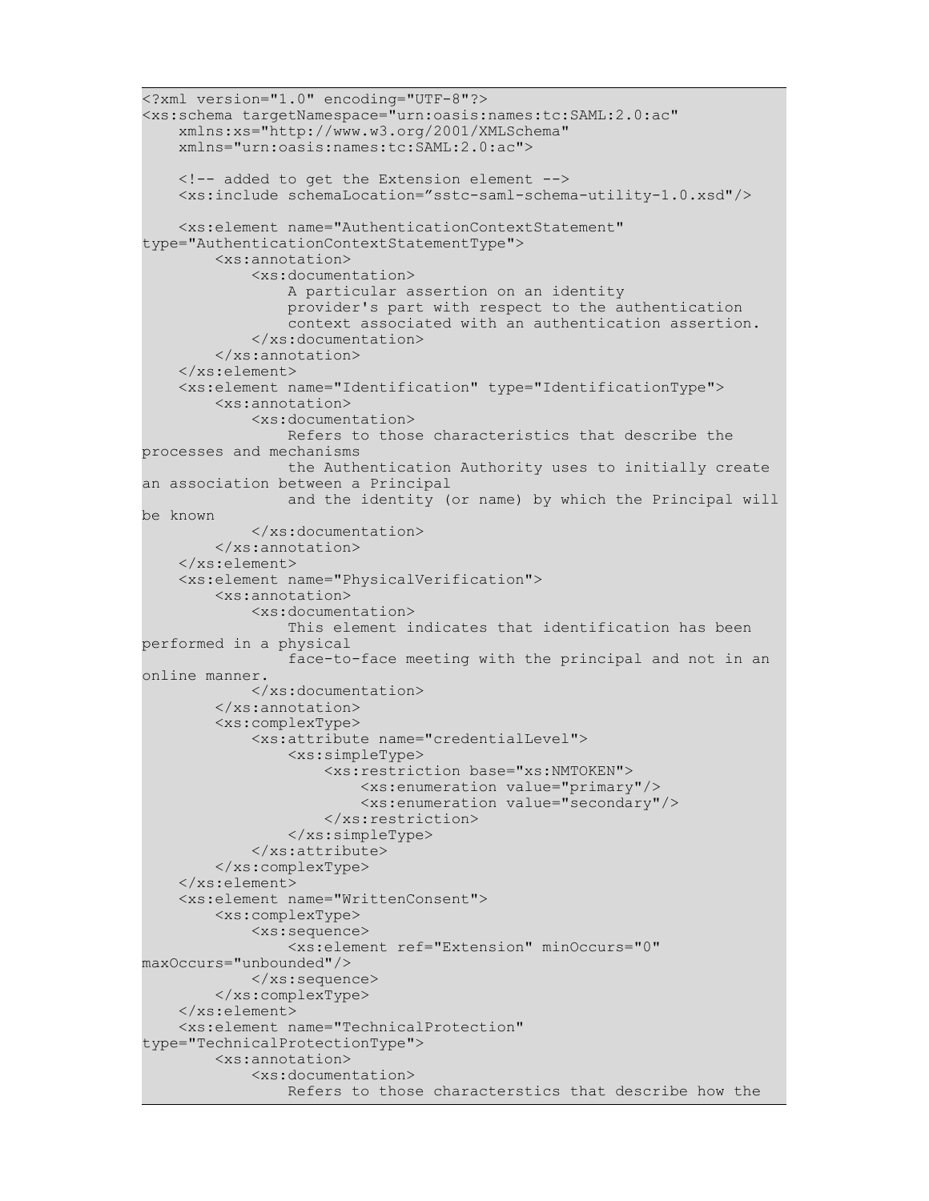```
<?xml version="1.0" encoding="UTF-8"?>
<xs:schema targetNamespace="urn:oasis:names:tc:SAML:2.0:ac"
    xmlns:xs="http://www.w3.org/2001/XMLSchema"
    xmlns="urn:oasis:names:tc:SAML:2.0:ac">

    <!-- added to get the Extension element -->
    <xs:include schemaLocation="sstc-saml-schema-utility-1.0.xsd"/>

    <xs:element name="AuthenticationContextStatement"
type="AuthenticationContextStatementType">
        <xs:annotation>
            <xs:documentation>
                A particular assertion on an identity
                provider's part with respect to the authentication
                context associated with an authentication assertion.
            </xs:documentation>
        </xs:annotation>
    </xs:element>
    <xs:element name="Identification" type="IdentificationType">
        <xs:annotation>
            <xs:documentation>
                Refers to those characteristics that describe the
processes and mechanisms
                the Authentication Authority uses to initially create
an association between a Principal
                and the identity (or name) by which the Principal will
be known
            </xs:documentation>
        </xs:annotation>
    </xs:element>
    <xs:element name="PhysicalVerification">
        <xs:annotation>
            <xs:documentation>
                This element indicates that identification has been
performed in a physical
                face-to-face meeting with the principal and not in an
online manner.
            </xs:documentation>
        </xs:annotation>
        <xs:complexType>
            <xs:attribute name="credentialLevel">
                <xs:simpleType>
                    <xs:restriction base="xs:NMTOKEN">
                        <xs:enumeration value="primary"/>
                        <xs:enumeration value="secondary"/>
                    </xs:restriction>
                </xs:simpleType>
            </xs:attribute>
        </xs:complexType>
    </xs:element>
    <xs:element name="WrittenConsent">
        <xs:complexType>
            <xs:sequence>
                <xs:element ref="Extension" minOccurs="0"
maxOccurs="unbounded"/>
            </xs:sequence>
        </xs:complexType>
    </xs:element>
    <xs:element name="TechnicalProtection"
type="TechnicalProtectionType">
        <xs:annotation>
            <xs:documentation>
                Refers to those characterstics that describe how the
```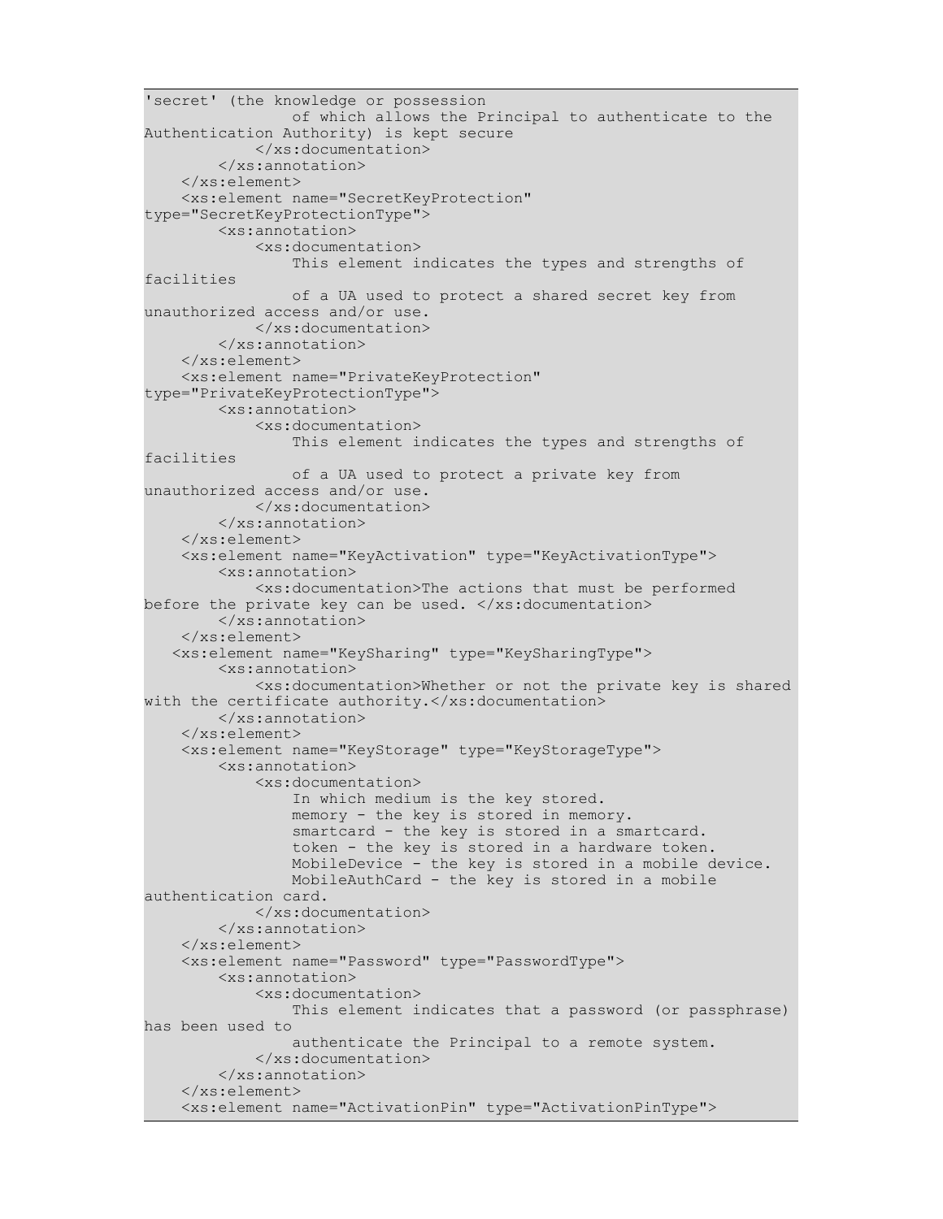```
'secret' (the knowledge or possession
                of which allows the Principal to authenticate to the
Authentication Authority) is kept secure
            </xs:documentation>
        </xs:annotation>
    </xs:element>
    <xs:element name="SecretKeyProtection"
type="SecretKeyProtectionType">
        <xs:annotation>
            <xs:documentation>
                This element indicates the types and strengths of
facilities
                of a UA used to protect a shared secret key from
unauthorized access and/or use.
            </xs:documentation>
        </xs:annotation>
    </xs:element>
    <xs:element name="PrivateKeyProtection"
type="PrivateKeyProtectionType">
        <xs:annotation>
            <xs:documentation>
                This element indicates the types and strengths of
facilities
                of a UA used to protect a private key from
unauthorized access and/or use.
            </xs:documentation>
        </xs:annotation>
    </xs:element>
    <xs:element name="KeyActivation" type="KeyActivationType">
        <xs:annotation>
            <xs:documentation>The actions that must be performed
before the private key can be used. </xs:documentation>
        </xs:annotation>
    </xs:element>
   <xs:element name="KeySharing" type="KeySharingType">
        <xs:annotation>
            <xs:documentation>Whether or not the private key is shared
with the certificate authority.</xs:documentation>
        </xs:annotation>
    </xs:element>
    <xs:element name="KeyStorage" type="KeyStorageType">
        <xs:annotation>
            <xs:documentation>
                In which medium is the key stored.
                memory - the key is stored in memory.
                smartcard - the key is stored in a smartcard.
                token - the key is stored in a hardware token.
                MobileDevice - the key is stored in a mobile device.
                MobileAuthCard - the key is stored in a mobile
authentication card.
            </xs:documentation>
        </xs:annotation>
    </xs:element>
    <xs:element name="Password" type="PasswordType">
        <xs:annotation>
            <xs:documentation>
                This element indicates that a password (or passphrase)
has been used to
                authenticate the Principal to a remote system.
            </xs:documentation>
        </xs:annotation>
    </xs:element>
    <xs:element name="ActivationPin" type="ActivationPinType">
```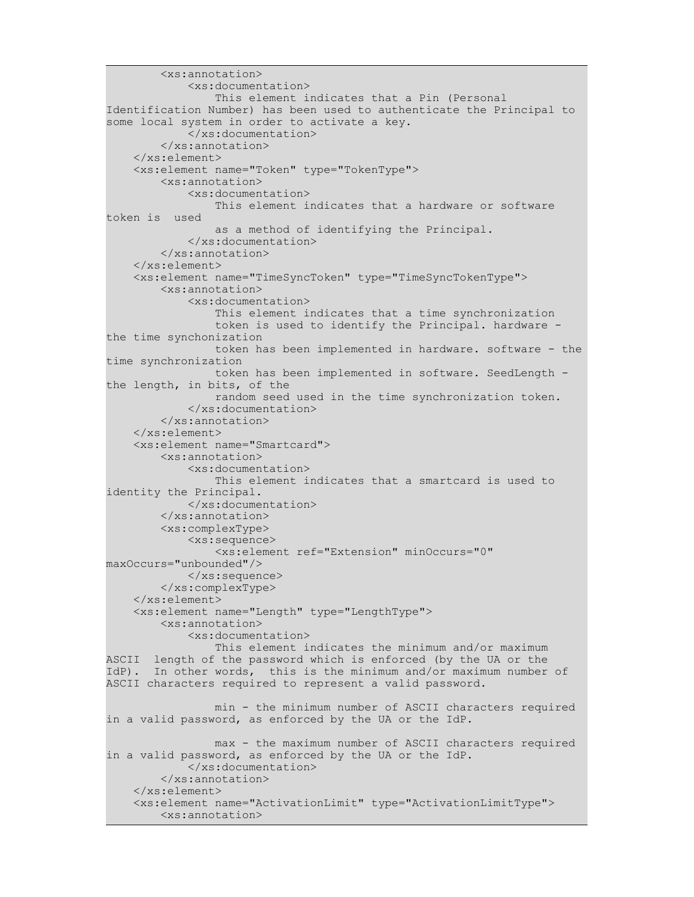```
        <xs:annotation>
            <xs:documentation>
                This element indicates that a Pin (Personal
Identification Number) has been used to authenticate the Principal to
some local system in order to activate a key.
            </xs:documentation>
        </xs:annotation>
    </xs:element>
    <xs:element name="Token" type="TokenType">
        <xs:annotation>
            <xs:documentation>
                This element indicates that a hardware or software
token is  used
                as a method of identifying the Principal.
            </xs:documentation>
        </xs:annotation>
    </xs:element>
    <xs:element name="TimeSyncToken" type="TimeSyncTokenType">
        <xs:annotation>
            <xs:documentation>
                This element indicates that a time synchronization
                token is used to identify the Principal. hardware -
the time synchonization
                token has been implemented in hardware. software - the
time synchronization
                token has been implemented in software. SeedLength -
the length, in bits, of the
                random seed used in the time synchronization token.
            </xs:documentation>
        </xs:annotation>
    </xs:element>
    <xs:element name="Smartcard">
        <xs:annotation>
            <xs:documentation>
                This element indicates that a smartcard is used to
identity the Principal.
            </xs:documentation>
        </xs:annotation>
        <xs:complexType>
            <xs:sequence>
                <xs:element ref="Extension" minOccurs="0"
maxOccurs="unbounded"/>
            </xs:sequence>
        </xs:complexType>
    </xs:element>
    <xs:element name="Length" type="LengthType">
        <xs:annotation>
            <xs:documentation>
                This element indicates the minimum and/or maximum
ASCII  length of the password which is enforced (by the UA or the
IdP).  In other words,  this is the minimum and/or maximum number of
ASCII characters required to represent a valid password.

                min - the minimum number of ASCII characters required
in a valid password, as enforced by the UA or the IdP.

                max - the maximum number of ASCII characters required
in a valid password, as enforced by the UA or the IdP.
            </xs:documentation>
        </xs:annotation>
    </xs:element>
    <xs:element name="ActivationLimit" type="ActivationLimitType">
        <xs:annotation>
```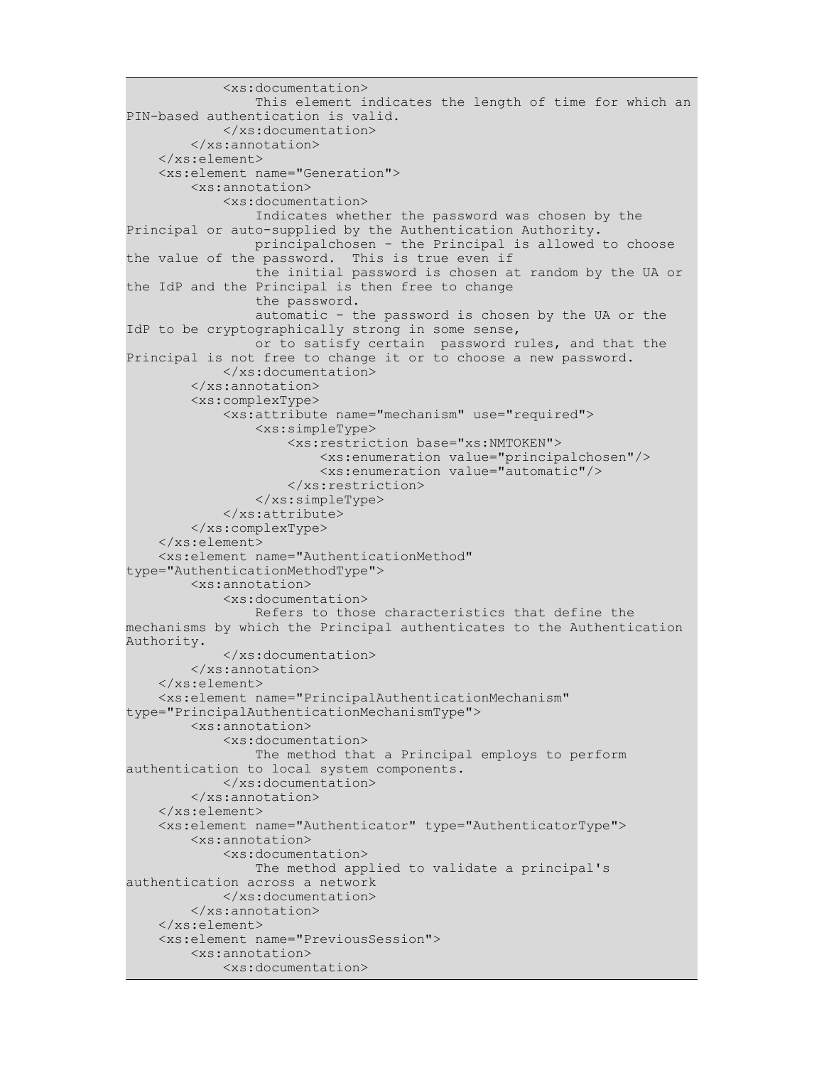```
            <xs:documentation>
                This element indicates the length of time for which an
PIN-based authentication is valid.
            </xs:documentation>
        </xs:annotation>
    </xs:element>
    <xs:element name="Generation">
        <xs:annotation>
            <xs:documentation>
                Indicates whether the password was chosen by the
Principal or auto-supplied by the Authentication Authority.
                principalchosen - the Principal is allowed to choose
the value of the password.  This is true even if
                the initial password is chosen at random by the UA or
the IdP and the Principal is then free to change
                the password.
                automatic - the password is chosen by the UA or the
IdP to be cryptographically strong in some sense,
                or to satisfy certain  password rules, and that the
Principal is not free to change it or to choose a new password.
            </xs:documentation>
        </xs:annotation>
        <xs:complexType>
            <xs:attribute name="mechanism" use="required">
                <xs:simpleType>
                    <xs:restriction base="xs:NMTOKEN">
                        <xs:enumeration value="principalchosen"/>
                        <xs:enumeration value="automatic"/>
                    </xs:restriction>
                </xs:simpleType>
            </xs:attribute>
        </xs:complexType>
    </xs:element>
    <xs:element name="AuthenticationMethod"
type="AuthenticationMethodType">
        <xs:annotation>
            <xs:documentation>
                Refers to those characteristics that define the
mechanisms by which the Principal authenticates to the Authentication
Authority.
            </xs:documentation>
        </xs:annotation>
    </xs:element>
    <xs:element name="PrincipalAuthenticationMechanism"
type="PrincipalAuthenticationMechanismType">
        <xs:annotation>
            <xs:documentation>
                The method that a Principal employs to perform
authentication to local system components.
            </xs:documentation>
        </xs:annotation>
    </xs:element>
    <xs:element name="Authenticator" type="AuthenticatorType">
        <xs:annotation>
            <xs:documentation>
                The method applied to validate a principal's
authentication across a network
            </xs:documentation>
        </xs:annotation>
    </xs:element>
    <xs:element name="PreviousSession">
        <xs:annotation>
            <xs:documentation>
```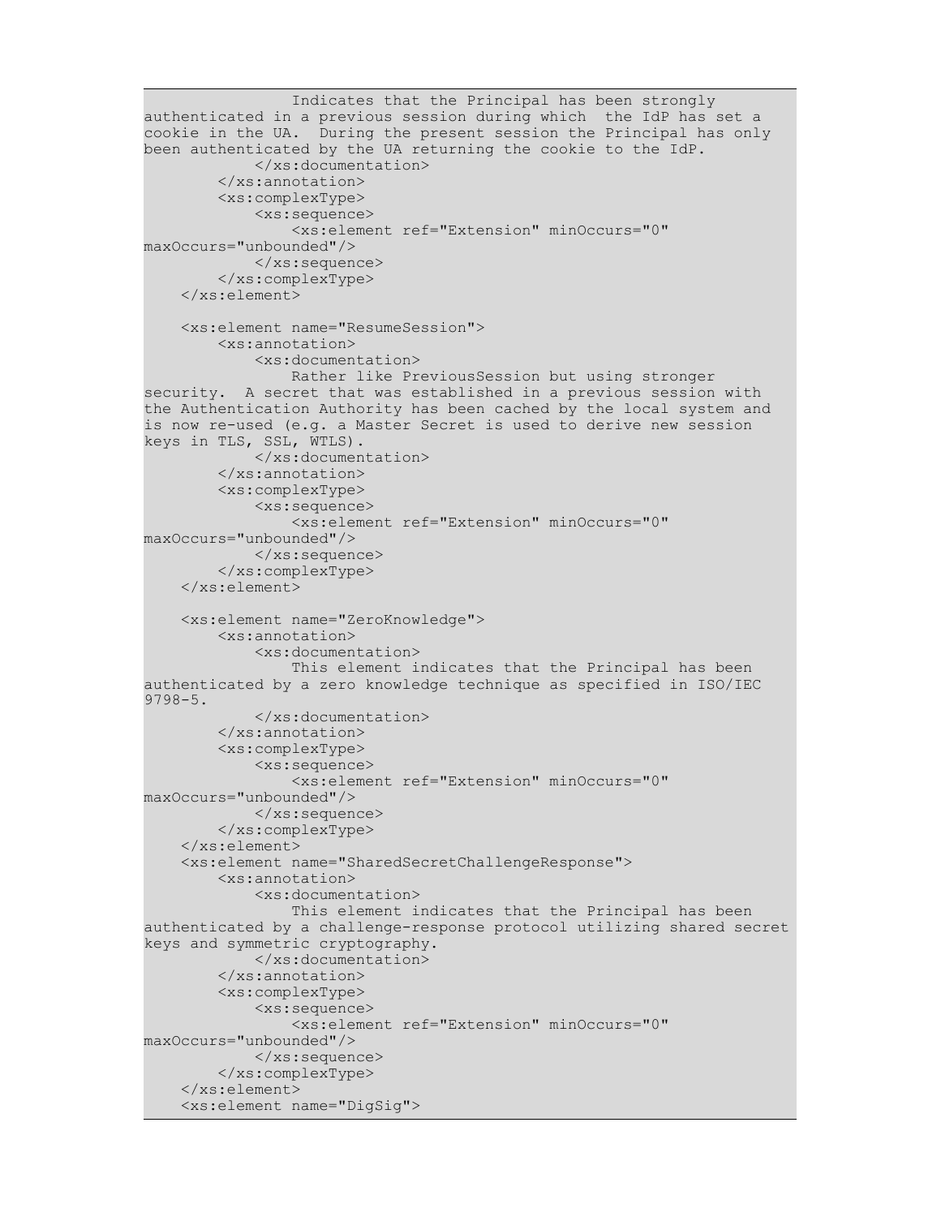```
                Indicates that the Principal has been strongly
authenticated in a previous session during which  the IdP has set a
cookie in the UA.  During the present session the Principal has only
been authenticated by the UA returning the cookie to the IdP.
            </xs:documentation>
        </xs:annotation>
        <xs:complexType>
            <xs:sequence>
                <xs:element ref="Extension" minOccurs="0"
maxOccurs="unbounded"/>
            </xs:sequence>
        </xs:complexType>
    </xs:element>

    <xs:element name="ResumeSession">
        <xs:annotation>
            <xs:documentation>
                Rather like PreviousSession but using stronger
security.  A secret that was established in a previous session with
the Authentication Authority has been cached by the local system and
is now re-used (e.g. a Master Secret is used to derive new session
keys in TLS, SSL, WTLS).
            </xs:documentation>
        </xs:annotation>
        <xs:complexType>
            <xs:sequence>
                <xs:element ref="Extension" minOccurs="0"
maxOccurs="unbounded"/>
            </xs:sequence>
        </xs:complexType>
    </xs:element>

    <xs:element name="ZeroKnowledge">
        <xs:annotation>
            <xs:documentation>
                This element indicates that the Principal has been
authenticated by a zero knowledge technique as specified in ISO/IEC
9798-5.
            </xs:documentation>
        </xs:annotation>
        <xs:complexType>
            <xs:sequence>
                <xs:element ref="Extension" minOccurs="0"
maxOccurs="unbounded"/>
            </xs:sequence>
        </xs:complexType>
    </xs:element>
    <xs:element name="SharedSecretChallengeResponse">
        <xs:annotation>
            <xs:documentation>
                This element indicates that the Principal has been
authenticated by a challenge-response protocol utilizing shared secret
keys and symmetric cryptography.
            </xs:documentation>
        </xs:annotation>
        <xs:complexType>
            <xs:sequence>
                <xs:element ref="Extension" minOccurs="0"
maxOccurs="unbounded"/>
            </xs:sequence>
        </xs:complexType>
    </xs:element>
    <xs:element name="DigSig">
```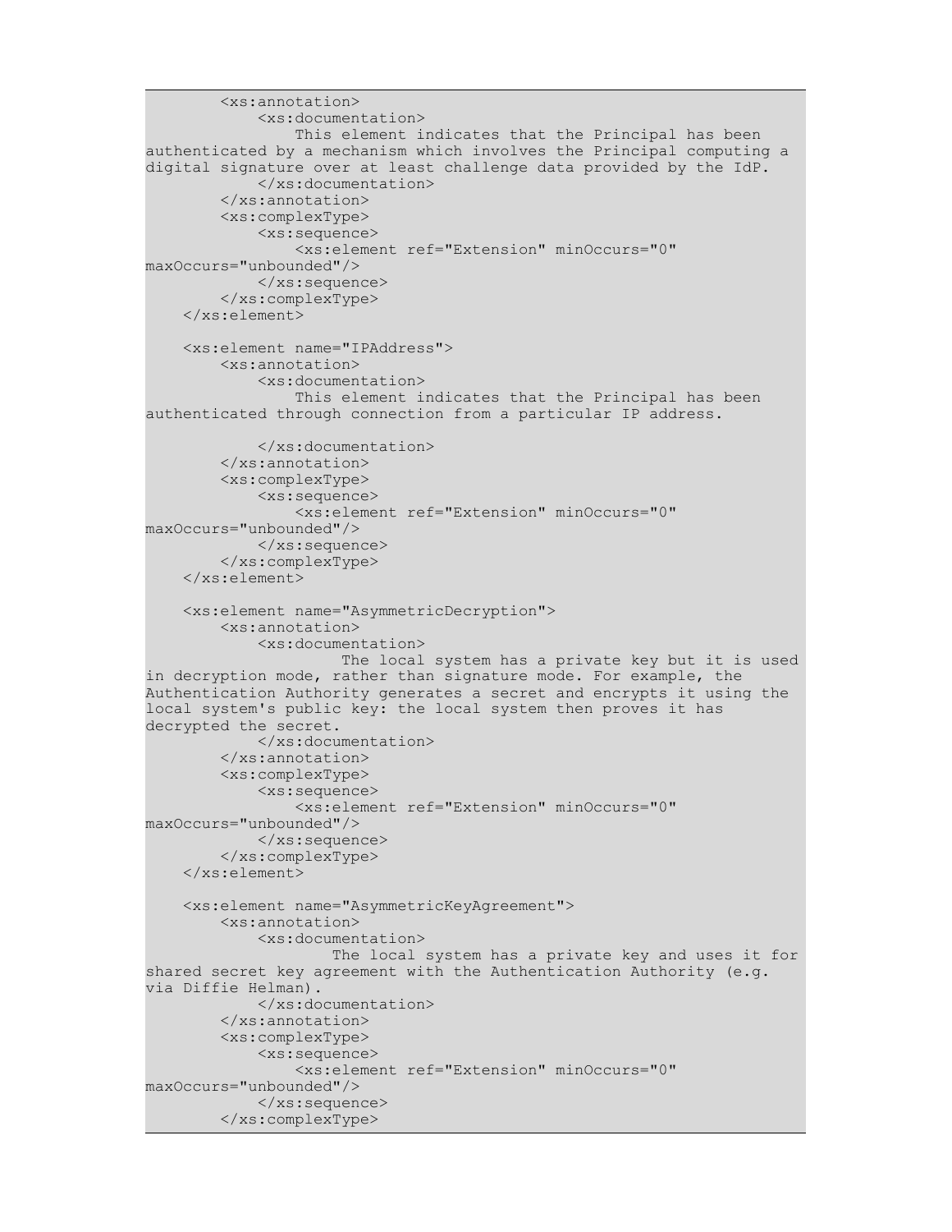```
        <xs:annotation>
            <xs:documentation>
                This element indicates that the Principal has been
authenticated by a mechanism which involves the Principal computing a
digital signature over at least challenge data provided by the IdP.
            </xs:documentation>
        </xs:annotation>
        <xs:complexType>
            <xs:sequence>
                <xs:element ref="Extension" minOccurs="0"
maxOccurs="unbounded"/>
            </xs:sequence>
        </xs:complexType>
    </xs:element>

    <xs:element name="IPAddress">
        <xs:annotation>
            <xs:documentation>
                This element indicates that the Principal has been
authenticated through connection from a particular IP address.

            </xs:documentation>
        </xs:annotation>
        <xs:complexType>
            <xs:sequence>
                <xs:element ref="Extension" minOccurs="0"
maxOccurs="unbounded"/>
            </xs:sequence>
        </xs:complexType>
    </xs:element>

    <xs:element name="AsymmetricDecryption">
        <xs:annotation>
            <xs:documentation>
                    The local system has a private key but it is used
in decryption mode, rather than signature mode. For example, the
Authentication Authority generates a secret and encrypts it using the
local system's public key: the local system then proves it has
decrypted the secret.
            </xs:documentation>
        </xs:annotation>
        <xs:complexType>
            <xs:sequence>
                <xs:element ref="Extension" minOccurs="0"
maxOccurs="unbounded"/>
            </xs:sequence>
        </xs:complexType>
    </xs:element>

    <xs:element name="AsymmetricKeyAgreement">
        <xs:annotation>
            <xs:documentation>
                    The local system has a private key and uses it for
shared secret key agreement with the Authentication Authority (e.g.
via Diffie Helman).
            </xs:documentation>
        </xs:annotation>
        <xs:complexType>
            <xs:sequence>
                <xs:element ref="Extension" minOccurs="0"
maxOccurs="unbounded"/>
            </xs:sequence>
        </xs:complexType>
```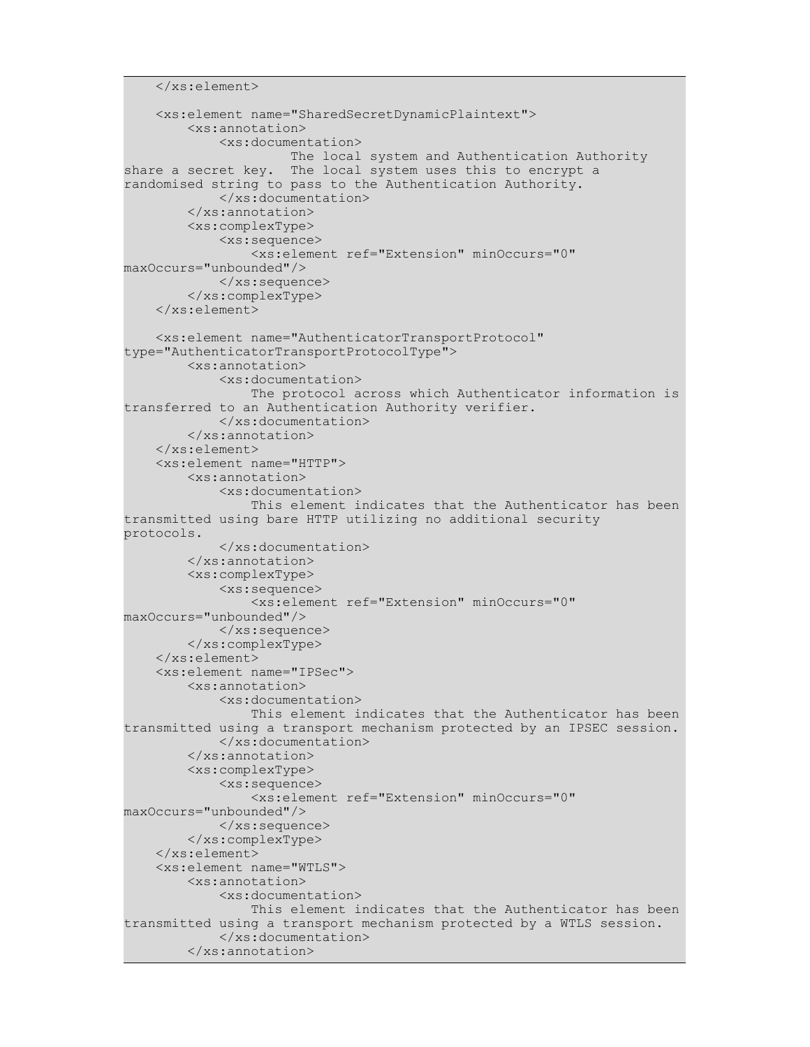```
    </xs:element>

    <xs:element name="SharedSecretDynamicPlaintext">
        <xs:annotation>
            <xs:documentation>
                    The local system and Authentication Authority
share a secret key.  The local system uses this to encrypt a
randomised string to pass to the Authentication Authority.
            </xs:documentation>
        </xs:annotation>
        <xs:complexType>
            <xs:sequence>
                <xs:element ref="Extension" minOccurs="0"
maxOccurs="unbounded"/>
            </xs:sequence>
        </xs:complexType>
    </xs:element>

    <xs:element name="AuthenticatorTransportProtocol"
type="AuthenticatorTransportProtocolType">
        <xs:annotation>
            <xs:documentation>
                The protocol across which Authenticator information is
transferred to an Authentication Authority verifier.
            </xs:documentation>
        </xs:annotation>
    </xs:element>
    <xs:element name="HTTP">
        <xs:annotation>
            <xs:documentation>
                This element indicates that the Authenticator has been
transmitted using bare HTTP utilizing no additional security
protocols.
            </xs:documentation>
        </xs:annotation>
        <xs:complexType>
            <xs:sequence>
                <xs:element ref="Extension" minOccurs="0"
maxOccurs="unbounded"/>
            </xs:sequence>
        </xs:complexType>
    </xs:element>
    <xs:element name="IPSec">
        <xs:annotation>
            <xs:documentation>
                This element indicates that the Authenticator has been
transmitted using a transport mechanism protected by an IPSEC session.
            </xs:documentation>
        </xs:annotation>
        <xs:complexType>
            <xs:sequence>
                <xs:element ref="Extension" minOccurs="0"
maxOccurs="unbounded"/>
            </xs:sequence>
        </xs:complexType>
    </xs:element>
    <xs:element name="WTLS">
        <xs:annotation>
            <xs:documentation>
                This element indicates that the Authenticator has been
transmitted using a transport mechanism protected by a WTLS session.
            </xs:documentation>
        </xs:annotation>
```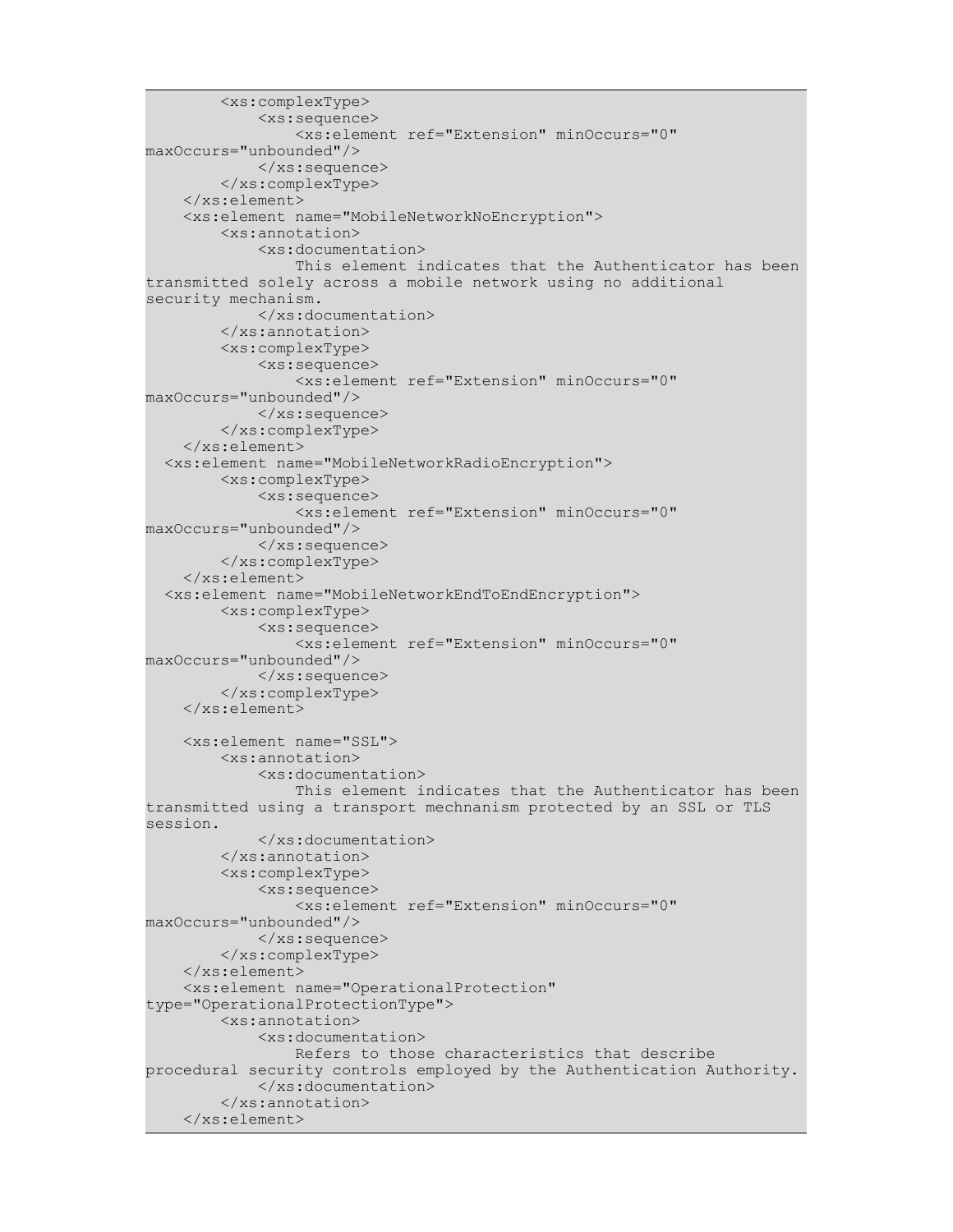```
        <xs:complexType>
            <xs:sequence>
                <xs:element ref="Extension" minOccurs="0"
maxOccurs="unbounded"/>
            </xs:sequence>
        </xs:complexType>
    </xs:element>
    <xs:element name="MobileNetworkNoEncryption">
        <xs:annotation>
            <xs:documentation>
                This element indicates that the Authenticator has been
transmitted solely across a mobile network using no additional
security mechanism.
            </xs:documentation>
        </xs:annotation>
        <xs:complexType>
            <xs:sequence>
                <xs:element ref="Extension" minOccurs="0"
maxOccurs="unbounded"/>
            </xs:sequence>
        </xs:complexType>
    </xs:element>
  <xs:element name="MobileNetworkRadioEncryption">
        <xs:complexType>
            <xs:sequence>
                <xs:element ref="Extension" minOccurs="0"
maxOccurs="unbounded"/>
            </xs:sequence>
        </xs:complexType>
    </xs:element>
  <xs:element name="MobileNetworkEndToEndEncryption">
        <xs:complexType>
            <xs:sequence>
                <xs:element ref="Extension" minOccurs="0"
maxOccurs="unbounded"/>
            </xs:sequence>
        </xs:complexType>
    </xs:element>

    <xs:element name="SSL">
        <xs:annotation>
            <xs:documentation>
                This element indicates that the Authenticator has been
transmitted using a transport mechnanism protected by an SSL or TLS
session.
            </xs:documentation>
        </xs:annotation>
        <xs:complexType>
            <xs:sequence>
                <xs:element ref="Extension" minOccurs="0"
maxOccurs="unbounded"/>
            </xs:sequence>
        </xs:complexType>
    </xs:element>
    <xs:element name="OperationalProtection"
type="OperationalProtectionType">
        <xs:annotation>
            <xs:documentation>
                Refers to those characteristics that describe
procedural security controls employed by the Authentication Authority.
            </xs:documentation>
        </xs:annotation>
    </xs:element>
```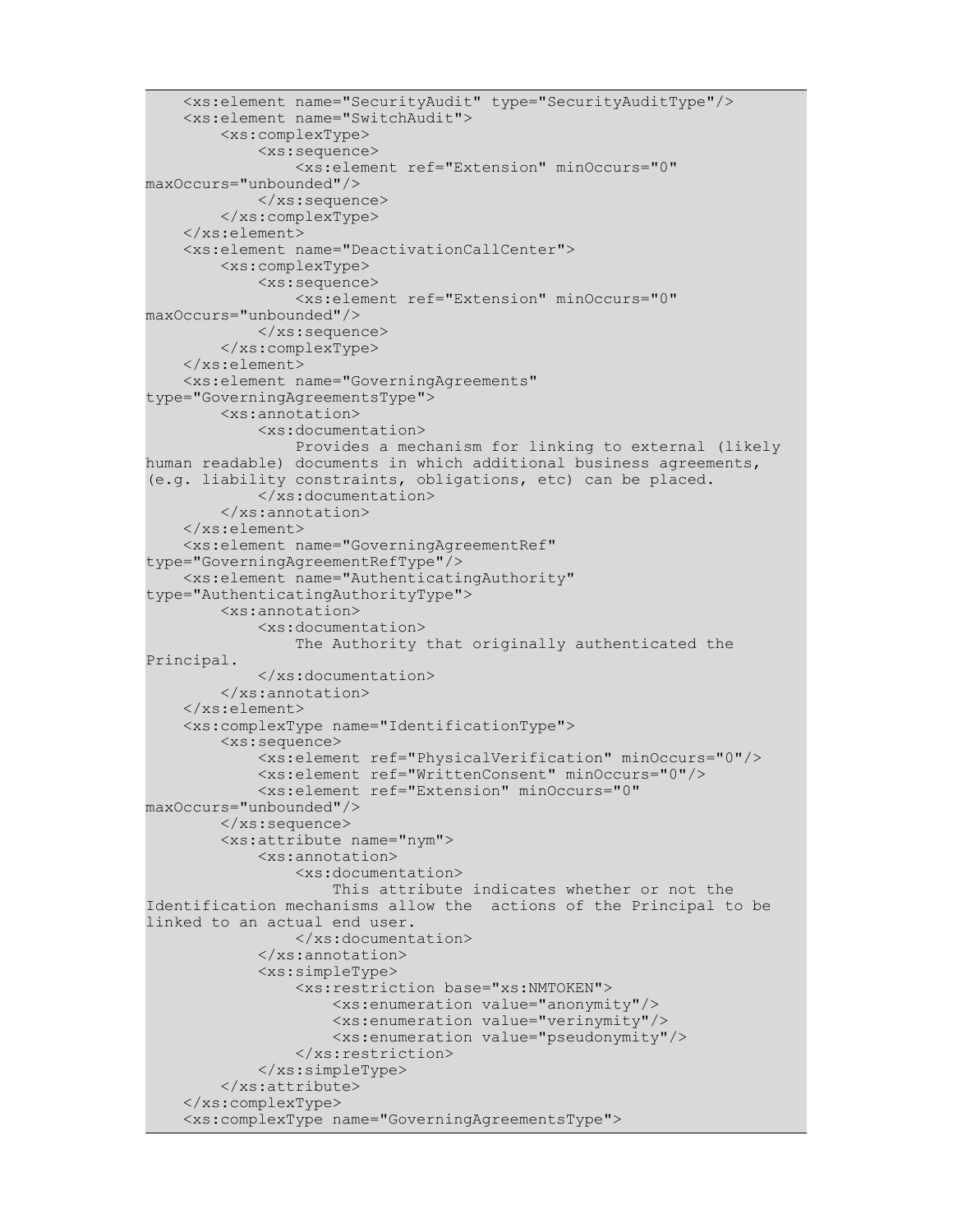```
    <xs:element name="SecurityAudit" type="SecurityAuditType"/>
    <xs:element name="SwitchAudit">
        <xs:complexType>
            <xs:sequence>
                <xs:element ref="Extension" minOccurs="0"
maxOccurs="unbounded"/>
            </xs:sequence>
        </xs:complexType>
    </xs:element>
    <xs:element name="DeactivationCallCenter">
        <xs:complexType>
            <xs:sequence>
                <xs:element ref="Extension" minOccurs="0"
maxOccurs="unbounded"/>
            </xs:sequence>
        </xs:complexType>
    </xs:element>
    <xs:element name="GoverningAgreements"
type="GoverningAgreementsType">
        <xs:annotation>
            <xs:documentation>
                Provides a mechanism for linking to external (likely
human readable) documents in which additional business agreements,
(e.g. liability constraints, obligations, etc) can be placed.
            </xs:documentation>
        </xs:annotation>
    </xs:element>
    <xs:element name="GoverningAgreementRef"
type="GoverningAgreementRefType"/>
    <xs:element name="AuthenticatingAuthority"
type="AuthenticatingAuthorityType">
        <xs:annotation>
            <xs:documentation>
                The Authority that originally authenticated the
Principal.
            </xs:documentation>
        </xs:annotation>
    </xs:element>
    <xs:complexType name="IdentificationType">
        <xs:sequence>
            <xs:element ref="PhysicalVerification" minOccurs="0"/>
            <xs:element ref="WrittenConsent" minOccurs="0"/>
            <xs:element ref="Extension" minOccurs="0"
maxOccurs="unbounded"/>
        </xs:sequence>
        <xs:attribute name="nym">
            <xs:annotation>
                <xs:documentation>
                    This attribute indicates whether or not the
Identification mechanisms allow the  actions of the Principal to be
linked to an actual end user.
                </xs:documentation>
            </xs:annotation>
            <xs:simpleType>
                <xs:restriction base="xs:NMTOKEN">
                    <xs:enumeration value="anonymity"/>
                    <xs:enumeration value="verinymity"/>
                    <xs:enumeration value="pseudonymity"/>
                </xs:restriction>
            </xs:simpleType>
        </xs:attribute>
    </xs:complexType>
    <xs:complexType name="GoverningAgreementsType">
```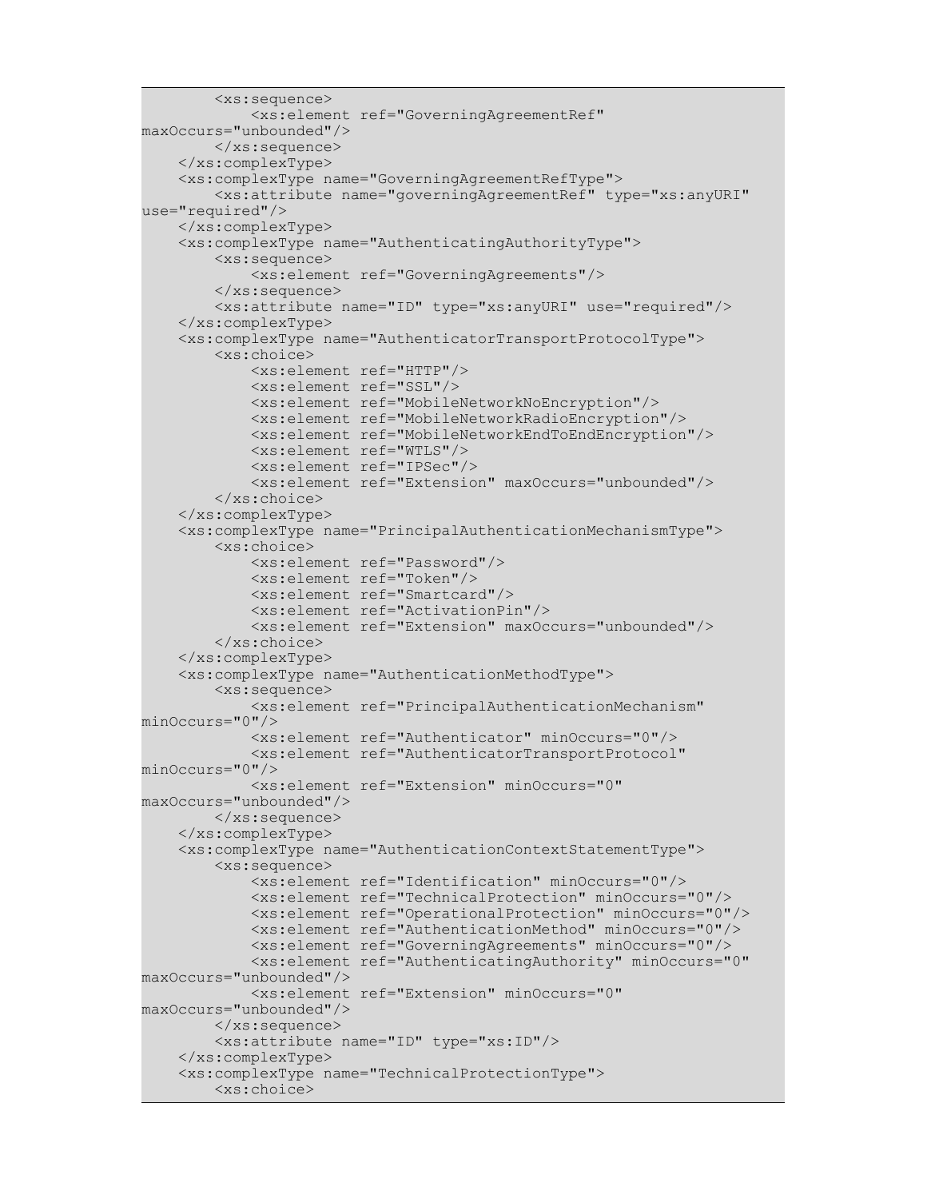```
        <xs:sequence>
            <xs:element ref="GoverningAgreementRef"
maxOccurs="unbounded"/>
        </xs:sequence>
    </xs:complexType>
    <xs:complexType name="GoverningAgreementRefType">
        <xs:attribute name="governingAgreementRef" type="xs:anyURI"
use="required"/>
    </xs:complexType>
    <xs:complexType name="AuthenticatingAuthorityType">
        <xs:sequence>
            <xs:element ref="GoverningAgreements"/>
        </xs:sequence>
        <xs:attribute name="ID" type="xs:anyURI" use="required"/>
    </xs:complexType>
    <xs:complexType name="AuthenticatorTransportProtocolType">
        <xs:choice>
            <xs:element ref="HTTP"/>
            <xs:element ref="SSL"/>
            <xs:element ref="MobileNetworkNoEncryption"/>
            <xs:element ref="MobileNetworkRadioEncryption"/>
            <xs:element ref="MobileNetworkEndToEndEncryption"/>
            <xs:element ref="WTLS"/>
            <xs:element ref="IPSec"/>
            <xs:element ref="Extension" maxOccurs="unbounded"/>
        </xs:choice>
    </xs:complexType>
    <xs:complexType name="PrincipalAuthenticationMechanismType">
        <xs:choice>
            <xs:element ref="Password"/>
            <xs:element ref="Token"/>
            <xs:element ref="Smartcard"/>
            <xs:element ref="ActivationPin"/>
            <xs:element ref="Extension" maxOccurs="unbounded"/>
        </xs:choice>
    </xs:complexType>
    <xs:complexType name="AuthenticationMethodType">
        <xs:sequence>
            <xs:element ref="PrincipalAuthenticationMechanism"
minOccurs="0"/>
            <xs:element ref="Authenticator" minOccurs="0"/>
            <xs:element ref="AuthenticatorTransportProtocol"
minOccurs="0"/>
            <xs:element ref="Extension" minOccurs="0"
maxOccurs="unbounded"/>
        </xs:sequence>
    </xs:complexType>
    <xs:complexType name="AuthenticationContextStatementType">
        <xs:sequence>
            <xs:element ref="Identification" minOccurs="0"/>
            <xs:element ref="TechnicalProtection" minOccurs="0"/>
            <xs:element ref="OperationalProtection" minOccurs="0"/>
            <xs:element ref="AuthenticationMethod" minOccurs="0"/>
            <xs:element ref="GoverningAgreements" minOccurs="0"/>
            <xs:element ref="AuthenticatingAuthority" minOccurs="0"
maxOccurs="unbounded"/>
            <xs:element ref="Extension" minOccurs="0"
maxOccurs="unbounded"/>
        </xs:sequence>
        <xs:attribute name="ID" type="xs:ID"/>
    </xs:complexType>
    <xs:complexType name="TechnicalProtectionType">
        <xs:choice>
```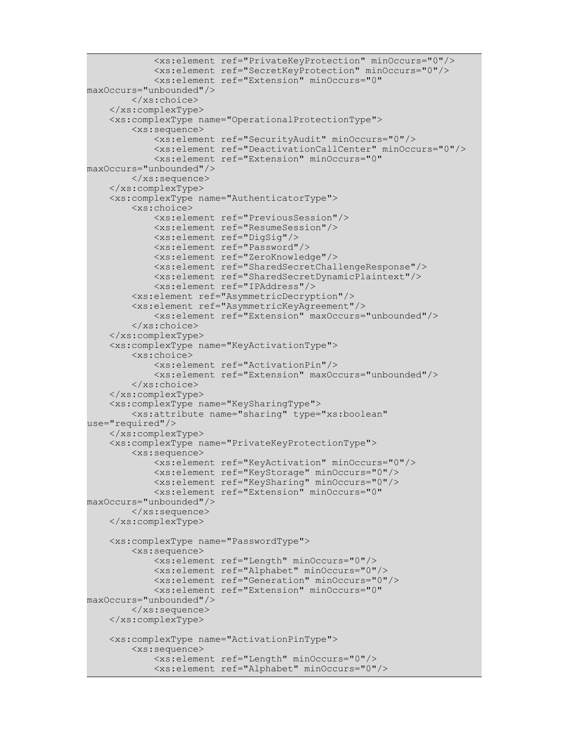```
            <xs:element ref="PrivateKeyProtection" minOccurs="0"/>
            <xs:element ref="SecretKeyProtection" minOccurs="0"/>
            <xs:element ref="Extension" minOccurs="0"
maxOccurs="unbounded"/>
        </xs:choice>
    </xs:complexType>
    <xs:complexType name="OperationalProtectionType">
        <xs:sequence>
            <xs:element ref="SecurityAudit" minOccurs="0"/>
            <xs:element ref="DeactivationCallCenter" minOccurs="0"/>
            <xs:element ref="Extension" minOccurs="0"
maxOccurs="unbounded"/>
        </xs:sequence>
    </xs:complexType>
    <xs:complexType name="AuthenticatorType">
        <xs:choice>
            <xs:element ref="PreviousSession"/>
            <xs:element ref="ResumeSession"/>
            <xs:element ref="DigSig"/>
            <xs:element ref="Password"/>
            <xs:element ref="ZeroKnowledge"/>
            <xs:element ref="SharedSecretChallengeResponse"/>
            <xs:element ref="SharedSecretDynamicPlaintext"/>
            <xs:element ref="IPAddress"/>
        <xs:element ref="AsymmetricDecryption"/>
        <xs:element ref="AsymmetricKeyAgreement"/>
            <xs:element ref="Extension" maxOccurs="unbounded"/>
        </xs:choice>
    </xs:complexType>
    <xs:complexType name="KeyActivationType">
        <xs:choice>
            <xs:element ref="ActivationPin"/>
            <xs:element ref="Extension" maxOccurs="unbounded"/>
        </xs:choice>
    </xs:complexType>
    <xs:complexType name="KeySharingType">
        <xs:attribute name="sharing" type="xs:boolean"
use="required"/>
    </xs:complexType>
    <xs:complexType name="PrivateKeyProtectionType">
        <xs:sequence>
            <xs:element ref="KeyActivation" minOccurs="0"/>
            <xs:element ref="KeyStorage" minOccurs="0"/>
            <xs:element ref="KeySharing" minOccurs="0"/>
            <xs:element ref="Extension" minOccurs="0"
maxOccurs="unbounded"/>
        </xs:sequence>
    </xs:complexType>

    <xs:complexType name="PasswordType">
        <xs:sequence>
            <xs:element ref="Length" minOccurs="0"/>
            <xs:element ref="Alphabet" minOccurs="0"/>
            <xs:element ref="Generation" minOccurs="0"/>
            <xs:element ref="Extension" minOccurs="0"
maxOccurs="unbounded"/>
        </xs:sequence>
    </xs:complexType>

    <xs:complexType name="ActivationPinType">
        <xs:sequence>
            <xs:element ref="Length" minOccurs="0"/>
            <xs:element ref="Alphabet" minOccurs="0"/>
```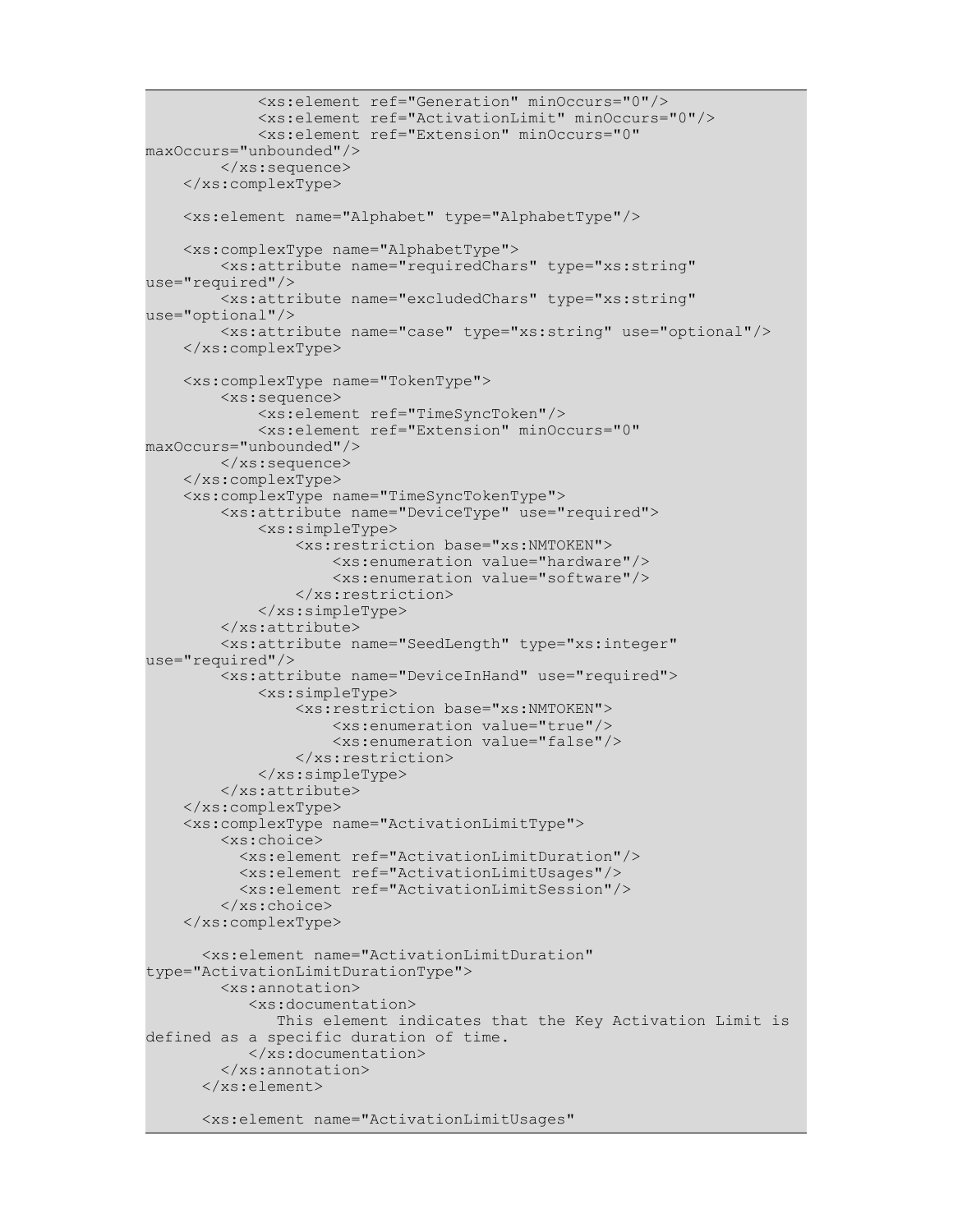```
            <xs:element ref="Generation" minOccurs="0"/>
            <xs:element ref="ActivationLimit" minOccurs="0"/>
            <xs:element ref="Extension" minOccurs="0"
maxOccurs="unbounded"/>
        </xs:sequence>
    </xs:complexType>

    <xs:element name="Alphabet" type="AlphabetType"/>

    <xs:complexType name="AlphabetType">
        <xs:attribute name="requiredChars" type="xs:string"
use="required"/>
        <xs:attribute name="excludedChars" type="xs:string"
use="optional"/>
        <xs:attribute name="case" type="xs:string" use="optional"/>
    </xs:complexType>

    <xs:complexType name="TokenType">
        <xs:sequence>
            <xs:element ref="TimeSyncToken"/>
            <xs:element ref="Extension" minOccurs="0"
maxOccurs="unbounded"/>
        </xs:sequence>
    </xs:complexType>
    <xs:complexType name="TimeSyncTokenType">
        <xs:attribute name="DeviceType" use="required">
            <xs:simpleType>
                <xs:restriction base="xs:NMTOKEN">
                    <xs:enumeration value="hardware"/>
                    <xs:enumeration value="software"/>
                </xs:restriction>
            </xs:simpleType>
        </xs:attribute>
        <xs:attribute name="SeedLength" type="xs:integer"
use="required"/>
        <xs:attribute name="DeviceInHand" use="required">
            <xs:simpleType>
                <xs:restriction base="xs:NMTOKEN">
                    <xs:enumeration value="true"/>
                    <xs:enumeration value="false"/>
                </xs:restriction>
            </xs:simpleType>
        </xs:attribute>
    </xs:complexType>
    <xs:complexType name="ActivationLimitType">
        <xs:choice>
          <xs:element ref="ActivationLimitDuration"/>
          <xs:element ref="ActivationLimitUsages"/>
          <xs:element ref="ActivationLimitSession"/>
        </xs:choice>
    </xs:complexType>

      <xs:element name="ActivationLimitDuration"
type="ActivationLimitDurationType">
        <xs:annotation>
           <xs:documentation>
              This element indicates that the Key Activation Limit is
defined as a specific duration of time.
           </xs:documentation>
        </xs:annotation>
      </xs:element>

      <xs:element name="ActivationLimitUsages"
```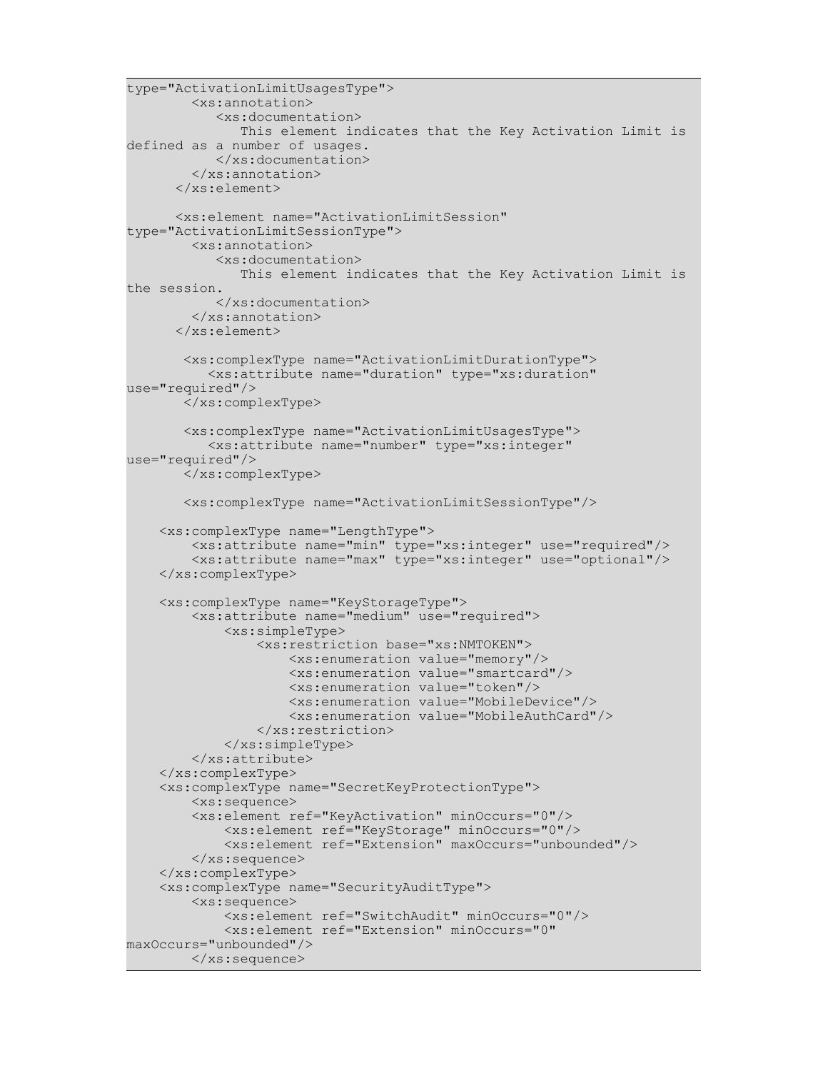```
type="ActivationLimitUsagesType">
        <xs:annotation>
           <xs:documentation>
              This element indicates that the Key Activation Limit is
defined as a number of usages.
           </xs:documentation>
        </xs:annotation>
      </xs:element>

      <xs:element name="ActivationLimitSession"
type="ActivationLimitSessionType">
        <xs:annotation>
           <xs:documentation>
              This element indicates that the Key Activation Limit is
the session.
           </xs:documentation>
        </xs:annotation>
      </xs:element>

       <xs:complexType name="ActivationLimitDurationType">
          <xs:attribute name="duration" type="xs:duration"
use="required"/>
       </xs:complexType>

       <xs:complexType name="ActivationLimitUsagesType">
          <xs:attribute name="number" type="xs:integer"
use="required"/>
       </xs:complexType>

       <xs:complexType name="ActivationLimitSessionType"/>

    <xs:complexType name="LengthType">
        <xs:attribute name="min" type="xs:integer" use="required"/>
        <xs:attribute name="max" type="xs:integer" use="optional"/>
    </xs:complexType>

    <xs:complexType name="KeyStorageType">
        <xs:attribute name="medium" use="required">
            <xs:simpleType>
                <xs:restriction base="xs:NMTOKEN">
                    <xs:enumeration value="memory"/>
                    <xs:enumeration value="smartcard"/>
                    <xs:enumeration value="token"/>
                    <xs:enumeration value="MobileDevice"/>
                    <xs:enumeration value="MobileAuthCard"/>
                </xs:restriction>
            </xs:simpleType>
        </xs:attribute>
    </xs:complexType>
    <xs:complexType name="SecretKeyProtectionType">
        <xs:sequence>
        <xs:element ref="KeyActivation" minOccurs="0"/>
            <xs:element ref="KeyStorage" minOccurs="0"/>
            <xs:element ref="Extension" maxOccurs="unbounded"/>
        </xs:sequence>
    </xs:complexType>
    <xs:complexType name="SecurityAuditType">
        <xs:sequence>
            <xs:element ref="SwitchAudit" minOccurs="0"/>
            <xs:element ref="Extension" minOccurs="0"
maxOccurs="unbounded"/>
        </xs:sequence>
```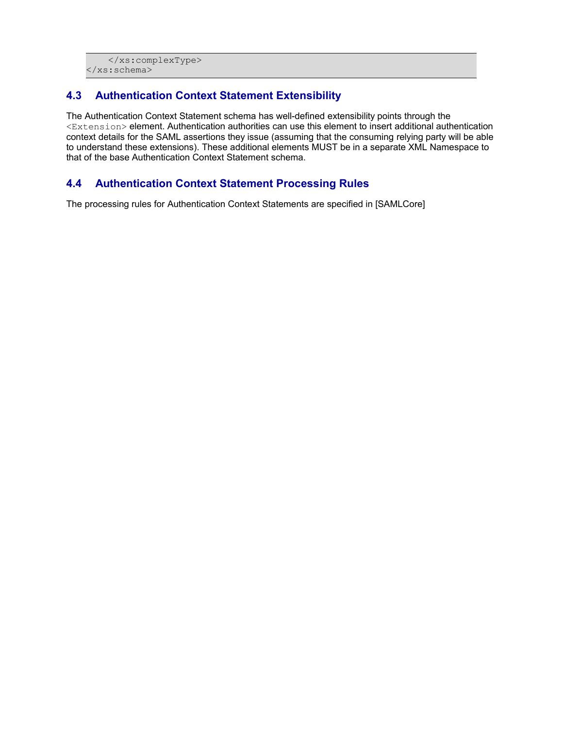```
    </xs:complexType>
</xs:schema>
```

## 4.3 Authentication Context Statement Extensibility

The Authentication Context Statement schema has well-defined extensibility points through the `<Extension>` element. Authentication authorities can use this element to insert additional authentication context details for the SAML assertions they issue (assuming that the consuming relying party will be able to understand these extensions). These additional elements MUST be in a separate XML Namespace to that of the base Authentication Context Statement schema.

## 4.4 Authentication Context Statement Processing Rules

The processing rules for Authentication Context Statements are specified in [SAMLCore]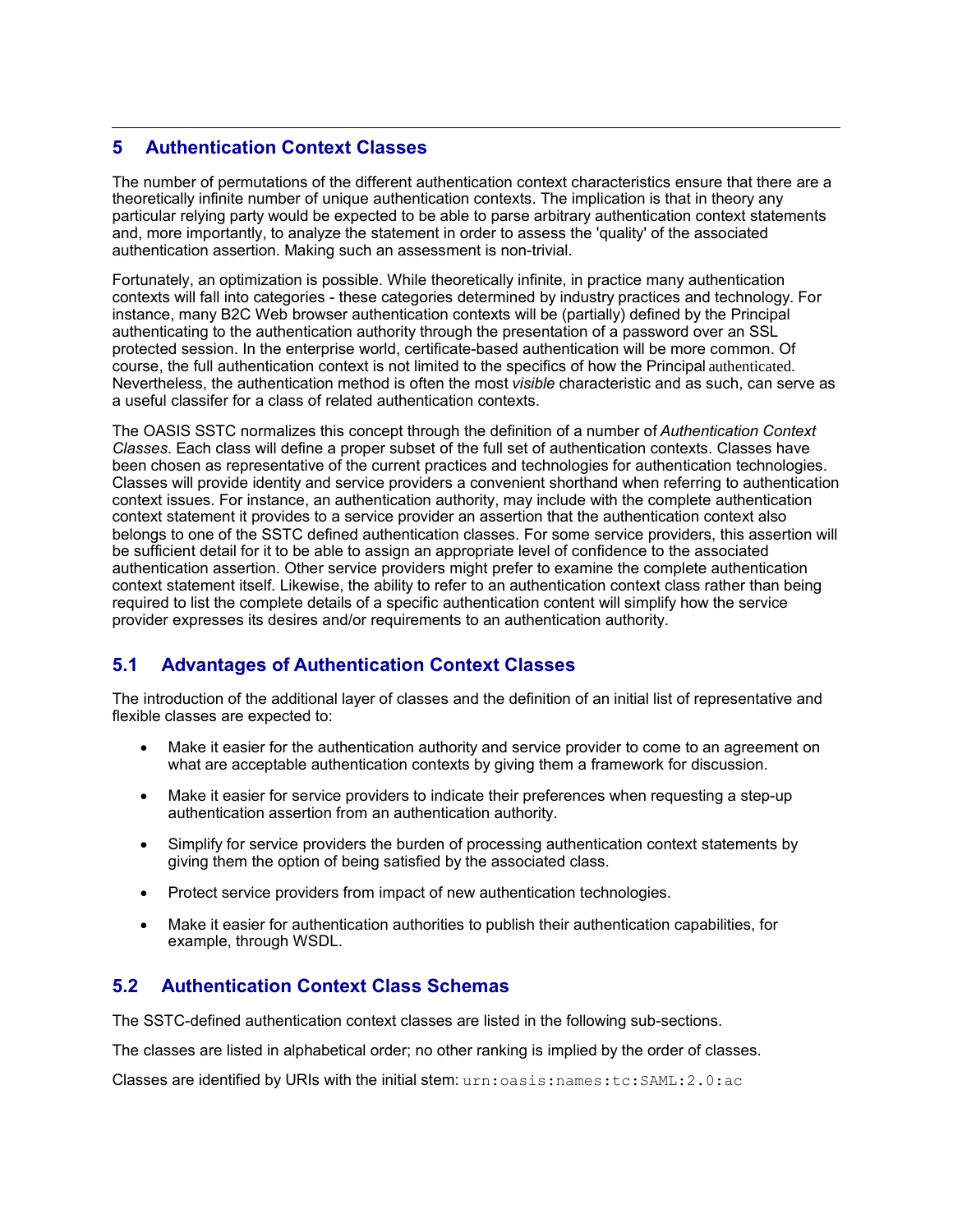# 5 Authentication Context Classes

The number of permutations of the different authentication context characteristics ensure that there are a theoretically infinite number of unique authentication contexts. The implication is that in theory any particular relying party would be expected to be able to parse arbitrary authentication context statements and, more importantly, to analyze the statement in order to assess the 'quality' of the associated authentication assertion. Making such an assessment is non-trivial.

Fortunately, an optimization is possible. While theoretically infinite, in practice many authentication contexts will fall into categories - these categories determined by industry practices and technology. For instance, many B2C Web browser authentication contexts will be (partially) defined by the Principal authenticating to the authentication authority through the presentation of a password over an SSL protected session. In the enterprise world, certificate-based authentication will be more common. Of course, the full authentication context is not limited to the specifics of how the Principal authenticated. Nevertheless, the authentication method is often the most *visible* characteristic and as such, can serve as a useful classifer for a class of related authentication contexts.

The OASIS SSTC normalizes this concept through the definition of a number of *Authentication Context Classes*. Each class will define a proper subset of the full set of authentication contexts. Classes have been chosen as representative of the current practices and technologies for authentication technologies. Classes will provide identity and service providers a convenient shorthand when referring to authentication context issues. For instance, an authentication authority, may include with the complete authentication context statement it provides to a service provider an assertion that the authentication context also belongs to one of the SSTC defined authentication classes. For some service providers, this assertion will be sufficient detail for it to be able to assign an appropriate level of confidence to the associated authentication assertion. Other service providers might prefer to examine the complete authentication context statement itself. Likewise, the ability to refer to an authentication context class rather than being required to list the complete details of a specific authentication content will simplify how the service provider expresses its desires and/or requirements to an authentication authority.

## 5.1 Advantages of Authentication Context Classes

The introduction of the additional layer of classes and the definition of an initial list of representative and flexible classes are expected to:

- Make it easier for the authentication authority and service provider to come to an agreement on what are acceptable authentication contexts by giving them a framework for discussion.
- Make it easier for service providers to indicate their preferences when requesting a step-up authentication assertion from an authentication authority.
- Simplify for service providers the burden of processing authentication context statements by giving them the option of being satisfied by the associated class.
- Protect service providers from impact of new authentication technologies.
- Make it easier for authentication authorities to publish their authentication capabilities, for example, through WSDL.

## 5.2 Authentication Context Class Schemas

The SSTC-defined authentication context classes are listed in the following sub-sections.

The classes are listed in alphabetical order; no other ranking is implied by the order of classes.

Classes are identified by URIs with the initial stem: `urn:oasis:names:tc:SAML:2.0:ac`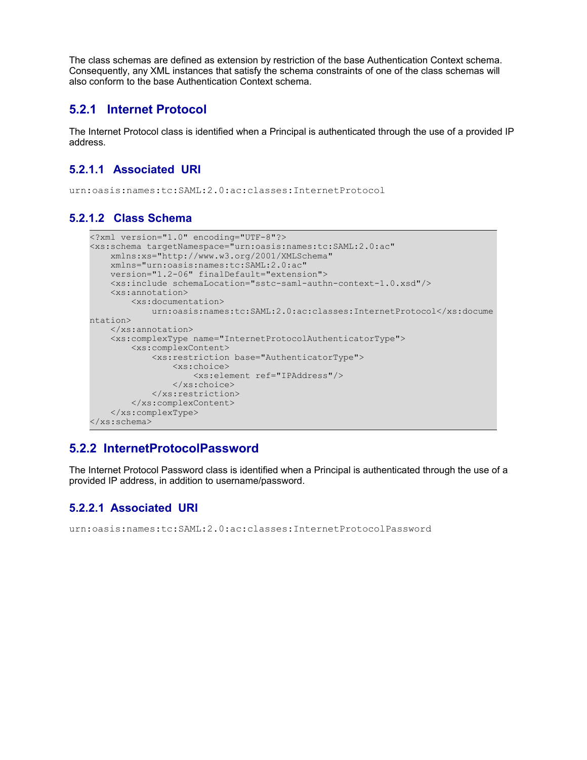The class schemas are defined as extension by restriction of the base Authentication Context schema. Consequently, any XML instances that satisfy the schema constraints of one of the class schemas will also conform to the base Authentication Context schema.

### 5.2.1 Internet Protocol

The Internet Protocol class is identified when a Principal is authenticated through the use of a provided IP address.

#### 5.2.1.1 Associated URI

```
urn:oasis:names:tc:SAML:2.0:ac:classes:InternetProtocol
```

#### 5.2.1.2 Class Schema

```
<?xml version="1.0" encoding="UTF-8"?>
<xs:schema targetNamespace="urn:oasis:names:tc:SAML:2.0:ac"
    xmlns:xs="http://www.w3.org/2001/XMLSchema"
    xmlns="urn:oasis:names:tc:SAML:2.0:ac"
    version="1.2-06" finalDefault="extension">
    <xs:include schemaLocation="sstc-saml-authn-context-1.0.xsd"/>
    <xs:annotation>
        <xs:documentation>
            urn:oasis:names:tc:SAML:2.0:ac:classes:InternetProtocol</xs:docume
ntation>
    </xs:annotation>
    <xs:complexType name="InternetProtocolAuthenticatorType">
        <xs:complexContent>
            <xs:restriction base="AuthenticatorType">
                <xs:choice>
                    <xs:element ref="IPAddress"/>
                </xs:choice>
            </xs:restriction>
        </xs:complexContent>
    </xs:complexType>
</xs:schema>
```

### 5.2.2 InternetProtocolPassword

The Internet Protocol Password class is identified when a Principal is authenticated through the use of a provided IP address, in addition to username/password.

#### 5.2.2.1 Associated URI

```
urn:oasis:names:tc:SAML:2.0:ac:classes:InternetProtocolPassword
```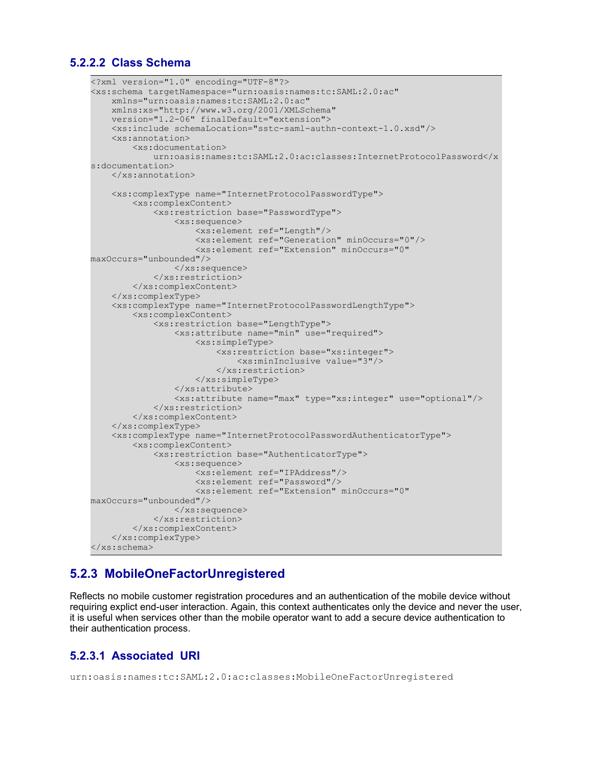#### 5.2.2.2 Class Schema

```
<?xml version="1.0" encoding="UTF-8"?>
<xs:schema targetNamespace="urn:oasis:names:tc:SAML:2.0:ac"
    xmlns="urn:oasis:names:tc:SAML:2.0:ac"
    xmlns:xs="http://www.w3.org/2001/XMLSchema"
    version="1.2-06" finalDefault="extension">
    <xs:include schemaLocation="sstc-saml-authn-context-1.0.xsd"/>
    <xs:annotation>
        <xs:documentation>
            urn:oasis:names:tc:SAML:2.0:ac:classes:InternetProtocolPassword</x
s:documentation>
    </xs:annotation>

    <xs:complexType name="InternetProtocolPasswordType">
        <xs:complexContent>
            <xs:restriction base="PasswordType">
                <xs:sequence>
                    <xs:element ref="Length"/>
                    <xs:element ref="Generation" minOccurs="0"/>
                    <xs:element ref="Extension" minOccurs="0"
maxOccurs="unbounded"/>
                </xs:sequence>
            </xs:restriction>
        </xs:complexContent>
    </xs:complexType>
    <xs:complexType name="InternetProtocolPasswordLengthType">
        <xs:complexContent>
            <xs:restriction base="LengthType">
                <xs:attribute name="min" use="required">
                    <xs:simpleType>
                        <xs:restriction base="xs:integer">
                            <xs:minInclusive value="3"/>
                        </xs:restriction>
                    </xs:simpleType>
                </xs:attribute>
                <xs:attribute name="max" type="xs:integer" use="optional"/>
            </xs:restriction>
        </xs:complexContent>
    </xs:complexType>
    <xs:complexType name="InternetProtocolPasswordAuthenticatorType">
        <xs:complexContent>
            <xs:restriction base="AuthenticatorType">
                <xs:sequence>
                    <xs:element ref="IPAddress"/>
                    <xs:element ref="Password"/>
                    <xs:element ref="Extension" minOccurs="0"
maxOccurs="unbounded"/>
                </xs:sequence>
            </xs:restriction>
        </xs:complexContent>
    </xs:complexType>
</xs:schema>
```

### 5.2.3 MobileOneFactorUnregistered

Reflects no mobile customer registration procedures and an authentication of the mobile device without requiring explict end-user interaction. Again, this context authenticates only the device and never the user, it is useful when services other than the mobile operator want to add a secure device authentication to their authentication process.

#### 5.2.3.1 Associated URI

urn:oasis:names:tc:SAML:2.0:ac:classes:MobileOneFactorUnregistered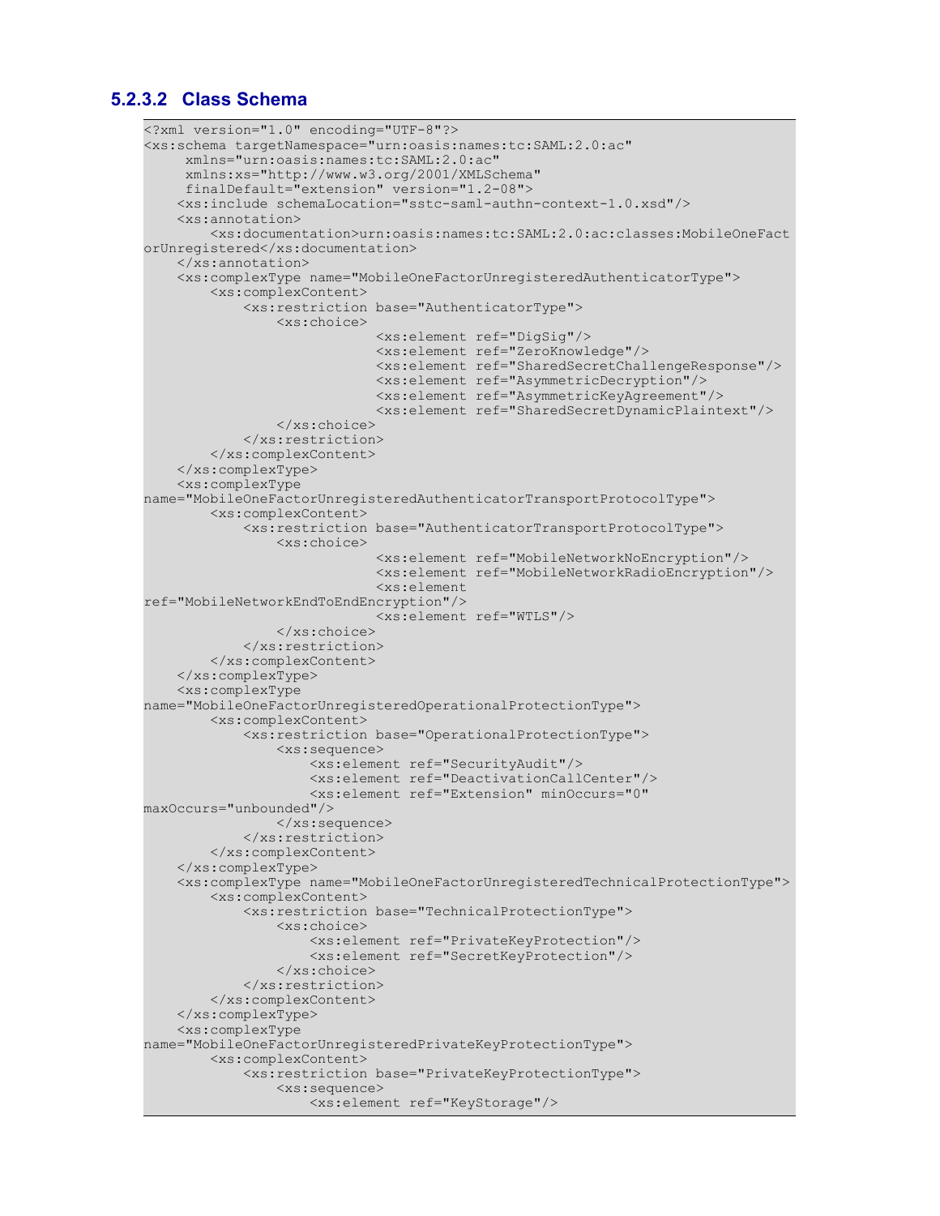### 5.2.3.2 Class Schema

```
<?xml version="1.0" encoding="UTF-8"?>
<xs:schema targetNamespace="urn:oasis:names:tc:SAML:2.0:ac"
     xmlns="urn:oasis:names:tc:SAML:2.0:ac"
     xmlns:xs="http://www.w3.org/2001/XMLSchema"
     finalDefault="extension" version="1.2-08">
    <xs:include schemaLocation="sstc-saml-authn-context-1.0.xsd"/>
    <xs:annotation>
        <xs:documentation>urn:oasis:names:tc:SAML:2.0:ac:classes:MobileOneFact
orUnregistered</xs:documentation>
    </xs:annotation>
    <xs:complexType name="MobileOneFactorUnregisteredAuthenticatorType">
        <xs:complexContent>
            <xs:restriction base="AuthenticatorType">
                <xs:choice>
                            <xs:element ref="DigSig"/>
                            <xs:element ref="ZeroKnowledge"/>
                            <xs:element ref="SharedSecretChallengeResponse"/>
                            <xs:element ref="AsymmetricDecryption"/>
                            <xs:element ref="AsymmetricKeyAgreement"/>
                            <xs:element ref="SharedSecretDynamicPlaintext"/>
                </xs:choice>
            </xs:restriction>
        </xs:complexContent>
    </xs:complexType>
    <xs:complexType
name="MobileOneFactorUnregisteredAuthenticatorTransportProtocolType">
        <xs:complexContent>
            <xs:restriction base="AuthenticatorTransportProtocolType">
                <xs:choice>
                            <xs:element ref="MobileNetworkNoEncryption"/>
                            <xs:element ref="MobileNetworkRadioEncryption"/>
                            <xs:element
ref="MobileNetworkEndToEndEncryption"/>
                            <xs:element ref="WTLS"/>
                </xs:choice>
            </xs:restriction>
        </xs:complexContent>
    </xs:complexType>
    <xs:complexType
name="MobileOneFactorUnregisteredOperationalProtectionType">
        <xs:complexContent>
            <xs:restriction base="OperationalProtectionType">
                <xs:sequence>
                    <xs:element ref="SecurityAudit"/>
                    <xs:element ref="DeactivationCallCenter"/>
                    <xs:element ref="Extension" minOccurs="0"
maxOccurs="unbounded"/>
                </xs:sequence>
            </xs:restriction>
        </xs:complexContent>
    </xs:complexType>
    <xs:complexType name="MobileOneFactorUnregisteredTechnicalProtectionType">
        <xs:complexContent>
            <xs:restriction base="TechnicalProtectionType">
                <xs:choice>
                    <xs:element ref="PrivateKeyProtection"/>
                    <xs:element ref="SecretKeyProtection"/>
                </xs:choice>
            </xs:restriction>
        </xs:complexContent>
    </xs:complexType>
    <xs:complexType
name="MobileOneFactorUnregisteredPrivateKeyProtectionType">
        <xs:complexContent>
            <xs:restriction base="PrivateKeyProtectionType">
                <xs:sequence>
                    <xs:element ref="KeyStorage"/>
```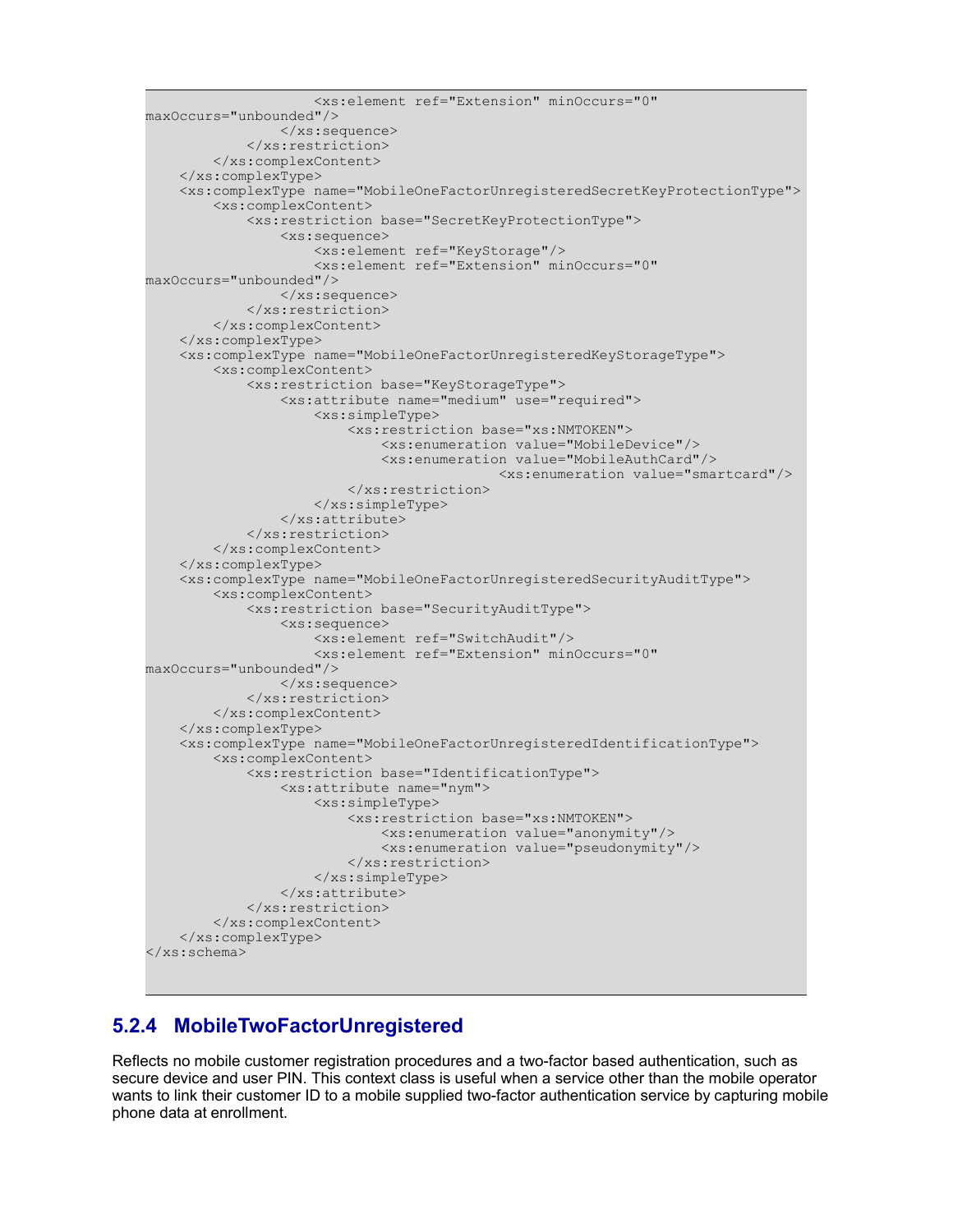```
                    <xs:element ref="Extension" minOccurs="0"
maxOccurs="unbounded"/>
                </xs:sequence>
            </xs:restriction>
        </xs:complexContent>
    </xs:complexType>
    <xs:complexType name="MobileOneFactorUnregisteredSecretKeyProtectionType">
        <xs:complexContent>
            <xs:restriction base="SecretKeyProtectionType">
                <xs:sequence>
                    <xs:element ref="KeyStorage"/>
                    <xs:element ref="Extension" minOccurs="0"
maxOccurs="unbounded"/>
                </xs:sequence>
            </xs:restriction>
        </xs:complexContent>
    </xs:complexType>
    <xs:complexType name="MobileOneFactorUnregisteredKeyStorageType">
        <xs:complexContent>
            <xs:restriction base="KeyStorageType">
                <xs:attribute name="medium" use="required">
                    <xs:simpleType>
                        <xs:restriction base="xs:NMTOKEN">
                            <xs:enumeration value="MobileDevice"/>
                            <xs:enumeration value="MobileAuthCard"/>
                                          <xs:enumeration value="smartcard"/>
                        </xs:restriction>
                    </xs:simpleType>
                </xs:attribute>
            </xs:restriction>
        </xs:complexContent>
    </xs:complexType>
    <xs:complexType name="MobileOneFactorUnregisteredSecurityAuditType">
        <xs:complexContent>
            <xs:restriction base="SecurityAuditType">
                <xs:sequence>
                    <xs:element ref="SwitchAudit"/>
                    <xs:element ref="Extension" minOccurs="0"
maxOccurs="unbounded"/>
                </xs:sequence>
            </xs:restriction>
        </xs:complexContent>
    </xs:complexType>
    <xs:complexType name="MobileOneFactorUnregisteredIdentificationType">
        <xs:complexContent>
            <xs:restriction base="IdentificationType">
                <xs:attribute name="nym">
                    <xs:simpleType>
                        <xs:restriction base="xs:NMTOKEN">
                            <xs:enumeration value="anonymity"/>
                            <xs:enumeration value="pseudonymity"/>
                        </xs:restriction>
                    </xs:simpleType>
                </xs:attribute>
            </xs:restriction>
        </xs:complexContent>
    </xs:complexType>
</xs:schema>
```

### 5.2.4 MobileTwoFactorUnregistered

Reflects no mobile customer registration procedures and a two-factor based authentication, such as secure device and user PIN. This context class is useful when a service other than the mobile operator wants to link their customer ID to a mobile supplied two-factor authentication service by capturing mobile phone data at enrollment.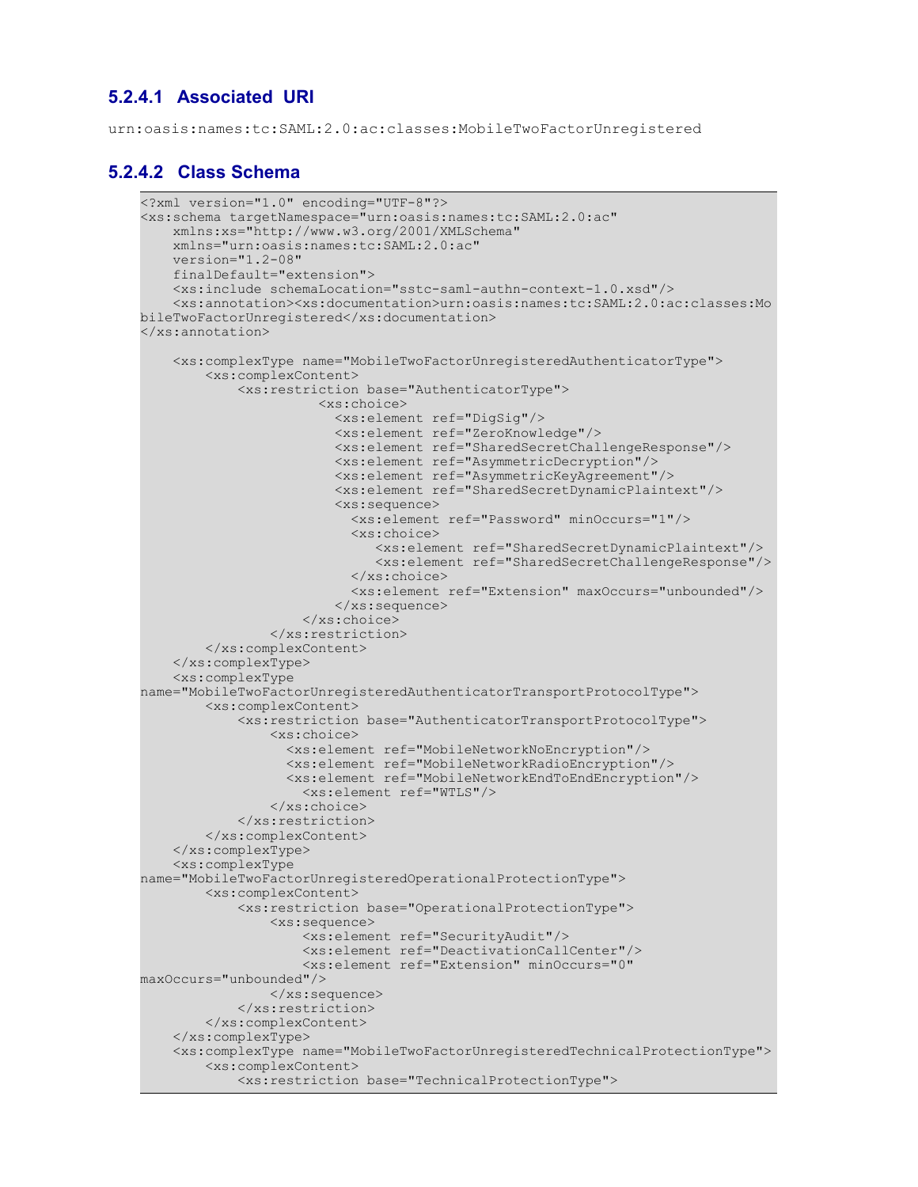### 5.2.4.1 Associated URI

urn:oasis:names:tc:SAML:2.0:ac:classes:MobileTwoFactorUnregistered

### 5.2.4.2 Class Schema

```
<?xml version="1.0" encoding="UTF-8"?>
<xs:schema targetNamespace="urn:oasis:names:tc:SAML:2.0:ac"
    xmlns:xs="http://www.w3.org/2001/XMLSchema"
    xmlns="urn:oasis:names:tc:SAML:2.0:ac"
    version="1.2-08"
    finalDefault="extension">
    <xs:include schemaLocation="sstc-saml-authn-context-1.0.xsd"/>
    <xs:annotation><xs:documentation>urn:oasis:names:tc:SAML:2.0:ac:classes:Mo
bileTwoFactorUnregistered</xs:documentation>
</xs:annotation>

    <xs:complexType name="MobileTwoFactorUnregisteredAuthenticatorType">
        <xs:complexContent>
            <xs:restriction base="AuthenticatorType">
                    <xs:choice>
                      <xs:element ref="DigSig"/>
                      <xs:element ref="ZeroKnowledge"/>
                      <xs:element ref="SharedSecretChallengeResponse"/>
                      <xs:element ref="AsymmetricDecryption"/>
                      <xs:element ref="AsymmetricKeyAgreement"/>
                      <xs:element ref="SharedSecretDynamicPlaintext"/>
                      <xs:sequence>
                        <xs:element ref="Password" minOccurs="1"/>
                        <xs:choice>
                           <xs:element ref="SharedSecretDynamicPlaintext"/>
                           <xs:element ref="SharedSecretChallengeResponse"/>
                        </xs:choice>
                        <xs:element ref="Extension" maxOccurs="unbounded"/>
                      </xs:sequence>
                    </xs:choice>
                </xs:restriction>
        </xs:complexContent>
    </xs:complexType>
    <xs:complexType
name="MobileTwoFactorUnregisteredAuthenticatorTransportProtocolType">
        <xs:complexContent>
            <xs:restriction base="AuthenticatorTransportProtocolType">
                <xs:choice>
                  <xs:element ref="MobileNetworkNoEncryption"/>
                  <xs:element ref="MobileNetworkRadioEncryption"/>
                  <xs:element ref="MobileNetworkEndToEndEncryption"/>
                    <xs:element ref="WTLS"/>
                </xs:choice>
            </xs:restriction>
        </xs:complexContent>
    </xs:complexType>
    <xs:complexType
name="MobileTwoFactorUnregisteredOperationalProtectionType">
        <xs:complexContent>
            <xs:restriction base="OperationalProtectionType">
                <xs:sequence>
                    <xs:element ref="SecurityAudit"/>
                    <xs:element ref="DeactivationCallCenter"/>
                    <xs:element ref="Extension" minOccurs="0"
maxOccurs="unbounded"/>
                </xs:sequence>
            </xs:restriction>
        </xs:complexContent>
    </xs:complexType>
    <xs:complexType name="MobileTwoFactorUnregisteredTechnicalProtectionType">
        <xs:complexContent>
            <xs:restriction base="TechnicalProtectionType">
```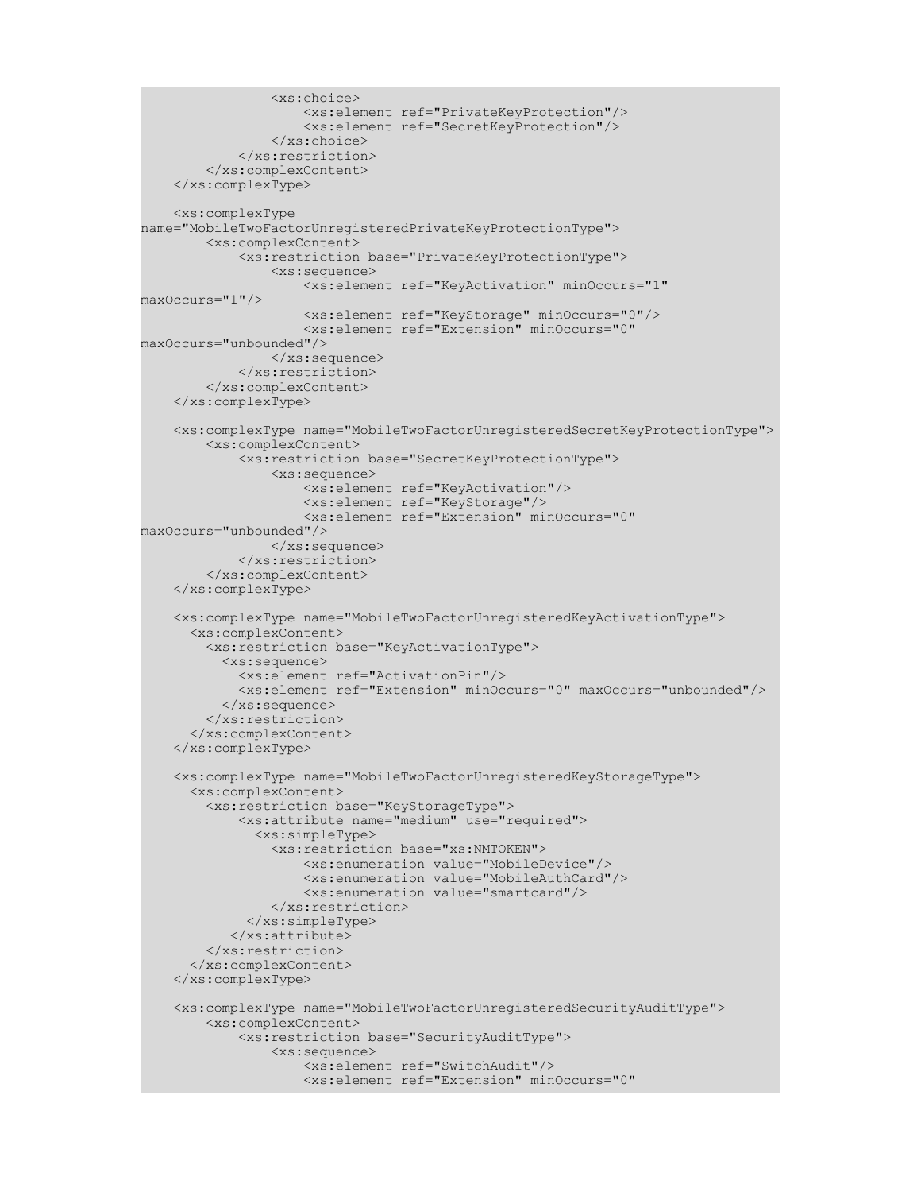```
                <xs:choice>
                    <xs:element ref="PrivateKeyProtection"/>
                    <xs:element ref="SecretKeyProtection"/>
                </xs:choice>
            </xs:restriction>
        </xs:complexContent>
    </xs:complexType>

    <xs:complexType
name="MobileTwoFactorUnregisteredPrivateKeyProtectionType">
        <xs:complexContent>
            <xs:restriction base="PrivateKeyProtectionType">
                <xs:sequence>
                    <xs:element ref="KeyActivation" minOccurs="1"
maxOccurs="1"/>
                    <xs:element ref="KeyStorage" minOccurs="0"/>
                    <xs:element ref="Extension" minOccurs="0"
maxOccurs="unbounded"/>
                </xs:sequence>
            </xs:restriction>
        </xs:complexContent>
    </xs:complexType>

    <xs:complexType name="MobileTwoFactorUnregisteredSecretKeyProtectionType">
        <xs:complexContent>
            <xs:restriction base="SecretKeyProtectionType">
                <xs:sequence>
                    <xs:element ref="KeyActivation"/>
                    <xs:element ref="KeyStorage"/>
                    <xs:element ref="Extension" minOccurs="0"
maxOccurs="unbounded"/>
                </xs:sequence>
            </xs:restriction>
        </xs:complexContent>
    </xs:complexType>

    <xs:complexType name="MobileTwoFactorUnregisteredKeyActivationType">
      <xs:complexContent>
        <xs:restriction base="KeyActivationType">
          <xs:sequence>
            <xs:element ref="ActivationPin"/>
            <xs:element ref="Extension" minOccurs="0" maxOccurs="unbounded"/>
          </xs:sequence>
        </xs:restriction>
      </xs:complexContent>
    </xs:complexType>

    <xs:complexType name="MobileTwoFactorUnregisteredKeyStorageType">
      <xs:complexContent>
        <xs:restriction base="KeyStorageType">
            <xs:attribute name="medium" use="required">
              <xs:simpleType>
                <xs:restriction base="xs:NMTOKEN">
                    <xs:enumeration value="MobileDevice"/>
                    <xs:enumeration value="MobileAuthCard"/>
                    <xs:enumeration value="smartcard"/>
                </xs:restriction>
             </xs:simpleType>
           </xs:attribute>
        </xs:restriction>
      </xs:complexContent>
    </xs:complexType>

    <xs:complexType name="MobileTwoFactorUnregisteredSecurityAuditType">
        <xs:complexContent>
            <xs:restriction base="SecurityAuditType">
                <xs:sequence>
                    <xs:element ref="SwitchAudit"/>
                    <xs:element ref="Extension" minOccurs="0"
```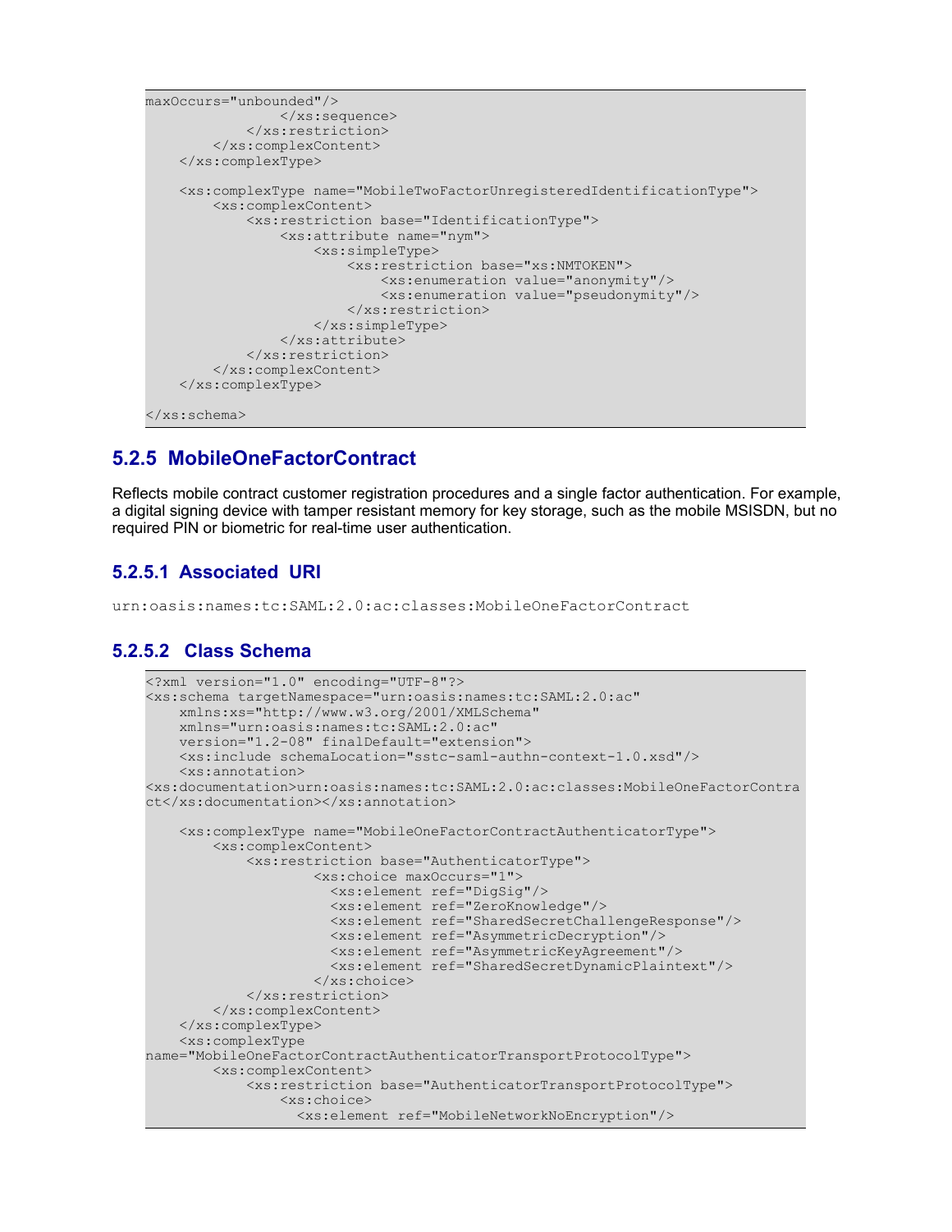```
maxOccurs="unbounded"/>
                </xs:sequence>
            </xs:restriction>
        </xs:complexContent>
    </xs:complexType>

    <xs:complexType name="MobileTwoFactorUnregisteredIdentificationType">
        <xs:complexContent>
            <xs:restriction base="IdentificationType">
                <xs:attribute name="nym">
                    <xs:simpleType>
                        <xs:restriction base="xs:NMTOKEN">
                            <xs:enumeration value="anonymity"/>
                            <xs:enumeration value="pseudonymity"/>
                        </xs:restriction>
                    </xs:simpleType>
                </xs:attribute>
            </xs:restriction>
        </xs:complexContent>
    </xs:complexType>

</xs:schema>
```

### 5.2.5 MobileOneFactorContract

Reflects mobile contract customer registration procedures and a single factor authentication. For example, a digital signing device with tamper resistant memory for key storage, such as the mobile MSISDN, but no required PIN or biometric for real-time user authentication.

#### 5.2.5.1 Associated URI

```
urn:oasis:names:tc:SAML:2.0:ac:classes:MobileOneFactorContract
```

#### 5.2.5.2 Class Schema

```
<?xml version="1.0" encoding="UTF-8"?>
<xs:schema targetNamespace="urn:oasis:names:tc:SAML:2.0:ac"
    xmlns:xs="http://www.w3.org/2001/XMLSchema"
    xmlns="urn:oasis:names:tc:SAML:2.0:ac"
    version="1.2-08" finalDefault="extension">
    <xs:include schemaLocation="sstc-saml-authn-context-1.0.xsd"/>
    <xs:annotation>
<xs:documentation>urn:oasis:names:tc:SAML:2.0:ac:classes:MobileOneFactorContra
ct</xs:documentation></xs:annotation>

    <xs:complexType name="MobileOneFactorContractAuthenticatorType">
        <xs:complexContent>
            <xs:restriction base="AuthenticatorType">
                    <xs:choice maxOccurs="1">
                      <xs:element ref="DigSig"/>
                      <xs:element ref="ZeroKnowledge"/>
                      <xs:element ref="SharedSecretChallengeResponse"/>
                      <xs:element ref="AsymmetricDecryption"/>
                      <xs:element ref="AsymmetricKeyAgreement"/>
                      <xs:element ref="SharedSecretDynamicPlaintext"/>
                    </xs:choice>
            </xs:restriction>
        </xs:complexContent>
    </xs:complexType>
    <xs:complexType
name="MobileOneFactorContractAuthenticatorTransportProtocolType">
        <xs:complexContent>
            <xs:restriction base="AuthenticatorTransportProtocolType">
                <xs:choice>
                  <xs:element ref="MobileNetworkNoEncryption"/>
```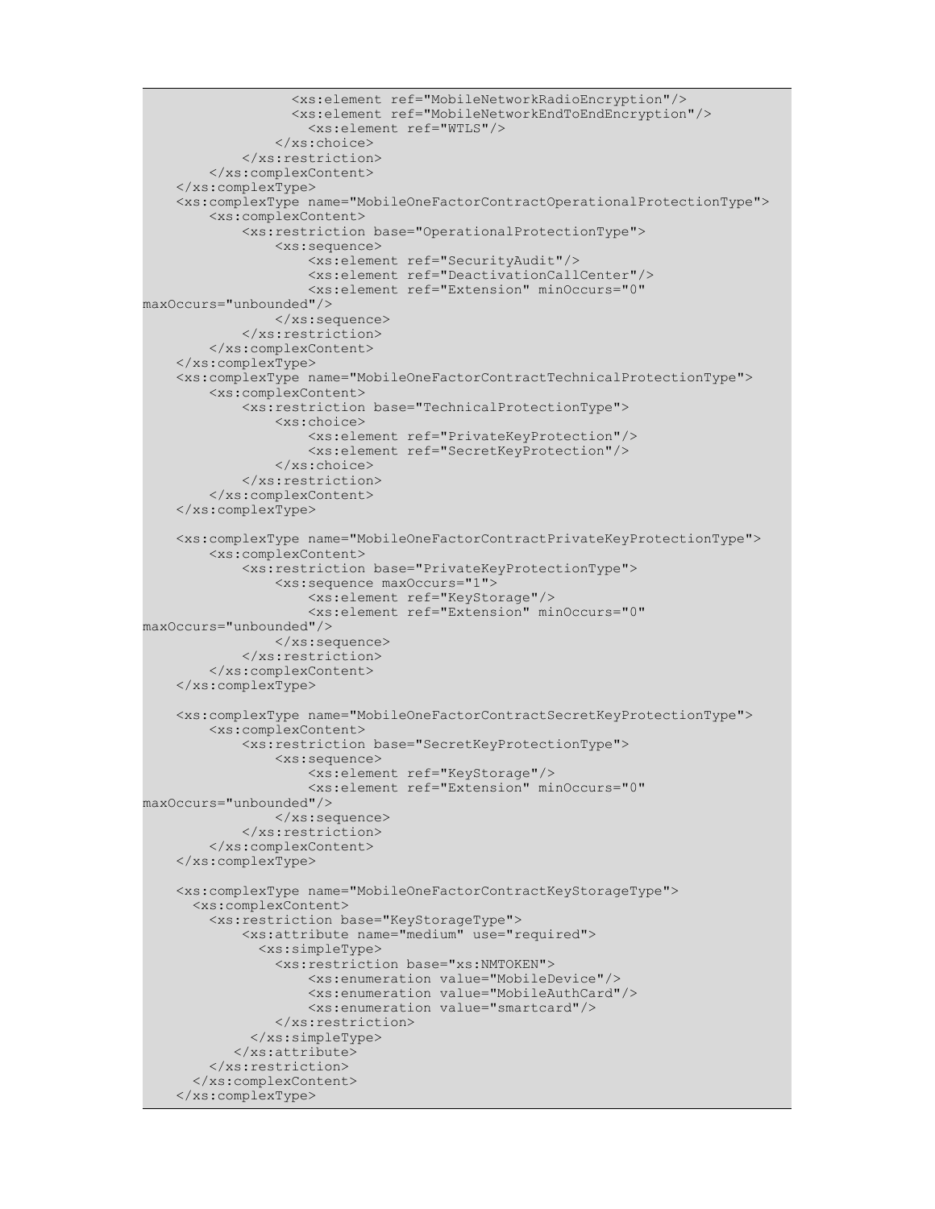```
                <xs:element ref="MobileNetworkRadioEncryption"/>
                <xs:element ref="MobileNetworkEndToEndEncryption"/>
                  <xs:element ref="WTLS"/>
                </xs:choice>
            </xs:restriction>
        </xs:complexContent>
    </xs:complexType>
    <xs:complexType name="MobileOneFactorContractOperationalProtectionType">
        <xs:complexContent>
            <xs:restriction base="OperationalProtectionType">
                <xs:sequence>
                    <xs:element ref="SecurityAudit"/>
                    <xs:element ref="DeactivationCallCenter"/>
                    <xs:element ref="Extension" minOccurs="0"
maxOccurs="unbounded"/>
                </xs:sequence>
            </xs:restriction>
        </xs:complexContent>
    </xs:complexType>
    <xs:complexType name="MobileOneFactorContractTechnicalProtectionType">
        <xs:complexContent>
            <xs:restriction base="TechnicalProtectionType">
                <xs:choice>
                    <xs:element ref="PrivateKeyProtection"/>
                    <xs:element ref="SecretKeyProtection"/>
                </xs:choice>
            </xs:restriction>
        </xs:complexContent>
    </xs:complexType>

    <xs:complexType name="MobileOneFactorContractPrivateKeyProtectionType">
        <xs:complexContent>
            <xs:restriction base="PrivateKeyProtectionType">
                <xs:sequence maxOccurs="1">
                    <xs:element ref="KeyStorage"/>
                    <xs:element ref="Extension" minOccurs="0"
maxOccurs="unbounded"/>
                </xs:sequence>
            </xs:restriction>
        </xs:complexContent>
    </xs:complexType>

    <xs:complexType name="MobileOneFactorContractSecretKeyProtectionType">
        <xs:complexContent>
            <xs:restriction base="SecretKeyProtectionType">
                <xs:sequence>
                    <xs:element ref="KeyStorage"/>
                    <xs:element ref="Extension" minOccurs="0"
maxOccurs="unbounded"/>
                </xs:sequence>
            </xs:restriction>
        </xs:complexContent>
    </xs:complexType>

    <xs:complexType name="MobileOneFactorContractKeyStorageType">
      <xs:complexContent>
        <xs:restriction base="KeyStorageType">
            <xs:attribute name="medium" use="required">
              <xs:simpleType>
                <xs:restriction base="xs:NMTOKEN">
                    <xs:enumeration value="MobileDevice"/>
                    <xs:enumeration value="MobileAuthCard"/>
                    <xs:enumeration value="smartcard"/>
                </xs:restriction>
             </xs:simpleType>
           </xs:attribute>
        </xs:restriction>
      </xs:complexContent>
    </xs:complexType>
```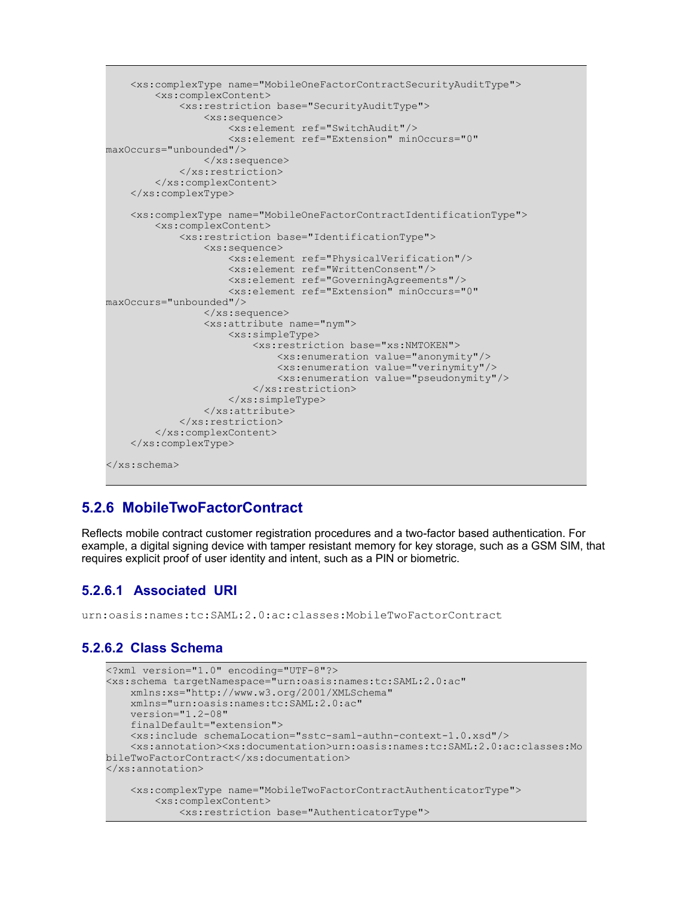```
    <xs:complexType name="MobileOneFactorContractSecurityAuditType">
        <xs:complexContent>
            <xs:restriction base="SecurityAuditType">
                <xs:sequence>
                    <xs:element ref="SwitchAudit"/>
                    <xs:element ref="Extension" minOccurs="0"
maxOccurs="unbounded"/>
                </xs:sequence>
            </xs:restriction>
        </xs:complexContent>
    </xs:complexType>

    <xs:complexType name="MobileOneFactorContractIdentificationType">
        <xs:complexContent>
            <xs:restriction base="IdentificationType">
                <xs:sequence>
                    <xs:element ref="PhysicalVerification"/>
                    <xs:element ref="WrittenConsent"/>
                    <xs:element ref="GoverningAgreements"/>
                    <xs:element ref="Extension" minOccurs="0"
maxOccurs="unbounded"/>
                </xs:sequence>
                <xs:attribute name="nym">
                    <xs:simpleType>
                        <xs:restriction base="xs:NMTOKEN">
                            <xs:enumeration value="anonymity"/>
                            <xs:enumeration value="verinymity"/>
                            <xs:enumeration value="pseudonymity"/>
                        </xs:restriction>
                    </xs:simpleType>
                </xs:attribute>
            </xs:restriction>
        </xs:complexContent>
    </xs:complexType>

</xs:schema>
```

### 5.2.6 MobileTwoFactorContract

Reflects mobile contract customer registration procedures and a two-factor based authentication. For example, a digital signing device with tamper resistant memory for key storage, such as a GSM SIM, that requires explicit proof of user identity and intent, such as a PIN or biometric.

#### 5.2.6.1 Associated URI

urn:oasis:names:tc:SAML:2.0:ac:classes:MobileTwoFactorContract

#### 5.2.6.2 Class Schema

```
<?xml version="1.0" encoding="UTF-8"?>
<xs:schema targetNamespace="urn:oasis:names:tc:SAML:2.0:ac"
    xmlns:xs="http://www.w3.org/2001/XMLSchema"
    xmlns="urn:oasis:names:tc:SAML:2.0:ac"
    version="1.2-08"
    finalDefault="extension">
    <xs:include schemaLocation="sstc-saml-authn-context-1.0.xsd"/>
    <xs:annotation><xs:documentation>urn:oasis:names:tc:SAML:2.0:ac:classes:Mo
bileTwoFactorContract</xs:documentation>
</xs:annotation>

    <xs:complexType name="MobileTwoFactorContractAuthenticatorType">
        <xs:complexContent>
            <xs:restriction base="AuthenticatorType">
```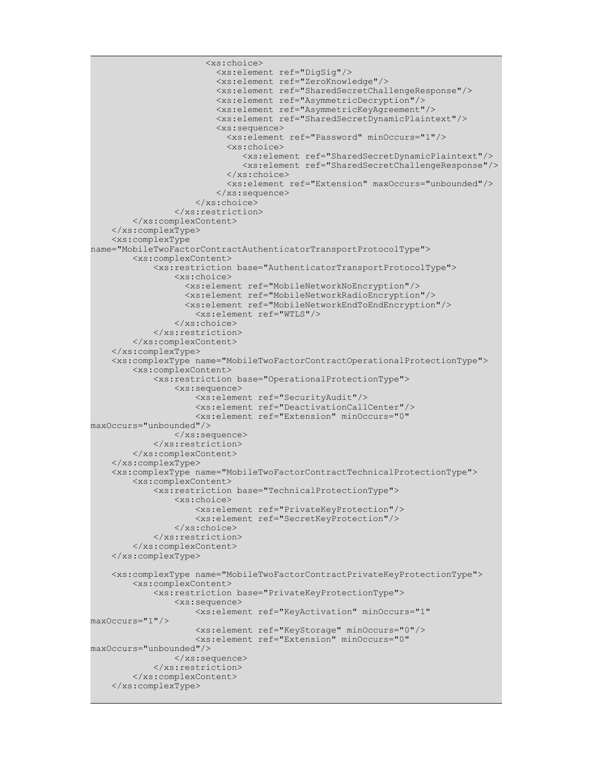```
                      <xs:choice>
                        <xs:element ref="DigSig"/>
                        <xs:element ref="ZeroKnowledge"/>
                        <xs:element ref="SharedSecretChallengeResponse"/>
                        <xs:element ref="AsymmetricDecryption"/>
                        <xs:element ref="AsymmetricKeyAgreement"/>
                        <xs:element ref="SharedSecretDynamicPlaintext"/>
                        <xs:sequence>
                          <xs:element ref="Password" minOccurs="1"/>
                          <xs:choice>
                             <xs:element ref="SharedSecretDynamicPlaintext"/>
                             <xs:element ref="SharedSecretChallengeResponse"/>
                          </xs:choice>
                          <xs:element ref="Extension" maxOccurs="unbounded"/>
                        </xs:sequence>
                    </xs:choice>
                </xs:restriction>
        </xs:complexContent>
    </xs:complexType>
    <xs:complexType
name="MobileTwoFactorContractAuthenticatorTransportProtocolType">
        <xs:complexContent>
            <xs:restriction base="AuthenticatorTransportProtocolType">
                <xs:choice>
                  <xs:element ref="MobileNetworkNoEncryption"/>
                  <xs:element ref="MobileNetworkRadioEncryption"/>
                  <xs:element ref="MobileNetworkEndToEndEncryption"/>
                    <xs:element ref="WTLS"/>
                </xs:choice>
            </xs:restriction>
        </xs:complexContent>
    </xs:complexType>
    <xs:complexType name="MobileTwoFactorContractOperationalProtectionType">
        <xs:complexContent>
            <xs:restriction base="OperationalProtectionType">
                <xs:sequence>
                    <xs:element ref="SecurityAudit"/>
                    <xs:element ref="DeactivationCallCenter"/>
                    <xs:element ref="Extension" minOccurs="0"
maxOccurs="unbounded"/>
                </xs:sequence>
            </xs:restriction>
        </xs:complexContent>
    </xs:complexType>
    <xs:complexType name="MobileTwoFactorContractTechnicalProtectionType">
        <xs:complexContent>
            <xs:restriction base="TechnicalProtectionType">
                <xs:choice>
                    <xs:element ref="PrivateKeyProtection"/>
                    <xs:element ref="SecretKeyProtection"/>
                </xs:choice>
            </xs:restriction>
        </xs:complexContent>
    </xs:complexType>

    <xs:complexType name="MobileTwoFactorContractPrivateKeyProtectionType">
        <xs:complexContent>
            <xs:restriction base="PrivateKeyProtectionType">
                <xs:sequence>
                    <xs:element ref="KeyActivation" minOccurs="1"
maxOccurs="1"/>
                    <xs:element ref="KeyStorage" minOccurs="0"/>
                    <xs:element ref="Extension" minOccurs="0"
maxOccurs="unbounded"/>
                </xs:sequence>
            </xs:restriction>
        </xs:complexContent>
    </xs:complexType>
```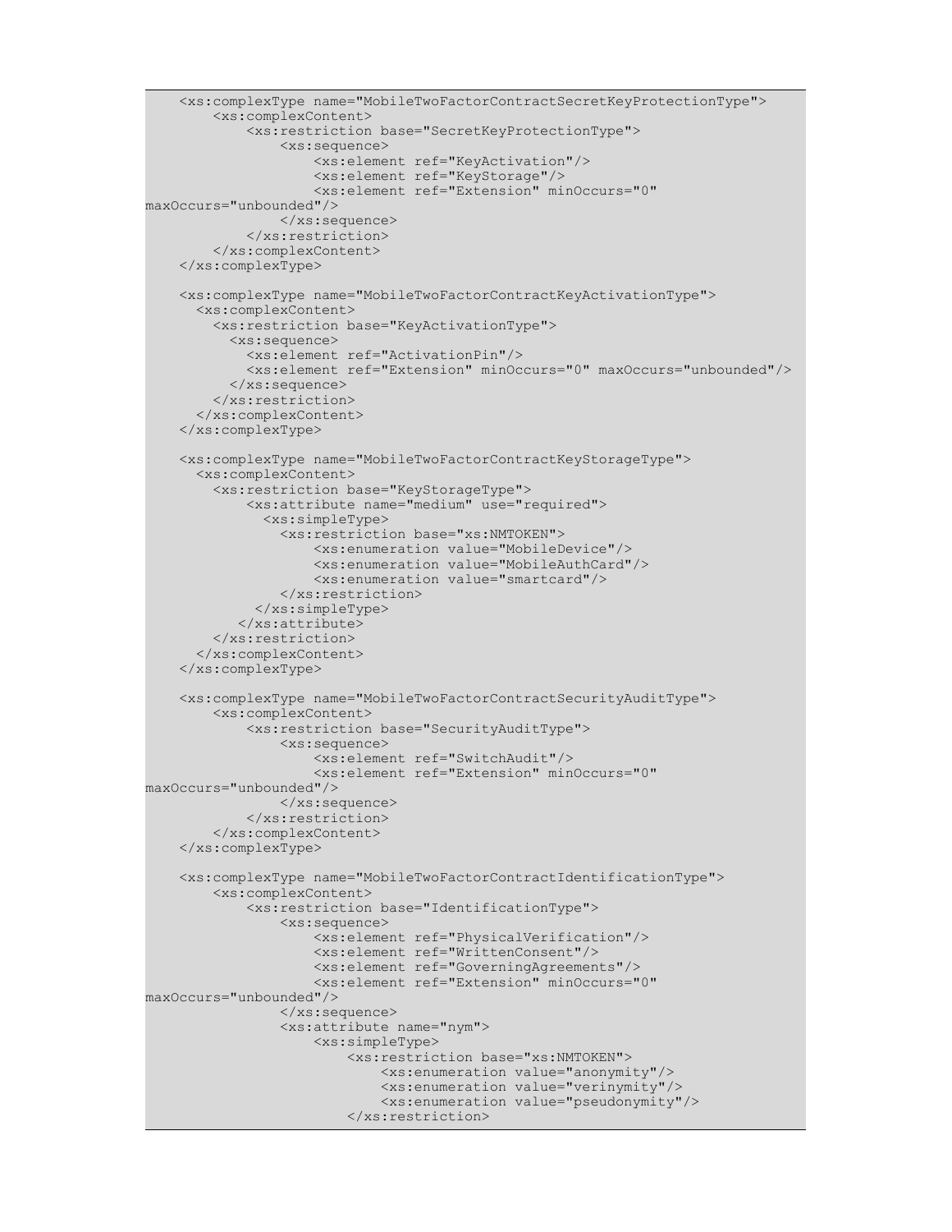```
    <xs:complexType name="MobileTwoFactorContractSecretKeyProtectionType">
        <xs:complexContent>
            <xs:restriction base="SecretKeyProtectionType">
                <xs:sequence>
                    <xs:element ref="KeyActivation"/>
                    <xs:element ref="KeyStorage"/>
                    <xs:element ref="Extension" minOccurs="0"
maxOccurs="unbounded"/>
                </xs:sequence>
            </xs:restriction>
        </xs:complexContent>
    </xs:complexType>

    <xs:complexType name="MobileTwoFactorContractKeyActivationType">
      <xs:complexContent>
        <xs:restriction base="KeyActivationType">
          <xs:sequence>
            <xs:element ref="ActivationPin"/>
            <xs:element ref="Extension" minOccurs="0" maxOccurs="unbounded"/>
          </xs:sequence>
        </xs:restriction>
      </xs:complexContent>
    </xs:complexType>

    <xs:complexType name="MobileTwoFactorContractKeyStorageType">
      <xs:complexContent>
        <xs:restriction base="KeyStorageType">
            <xs:attribute name="medium" use="required">
              <xs:simpleType>
                <xs:restriction base="xs:NMTOKEN">
                    <xs:enumeration value="MobileDevice"/>
                    <xs:enumeration value="MobileAuthCard"/>
                    <xs:enumeration value="smartcard"/>
                </xs:restriction>
             </xs:simpleType>
           </xs:attribute>
        </xs:restriction>
      </xs:complexContent>
    </xs:complexType>

    <xs:complexType name="MobileTwoFactorContractSecurityAuditType">
        <xs:complexContent>
            <xs:restriction base="SecurityAuditType">
                <xs:sequence>
                    <xs:element ref="SwitchAudit"/>
                    <xs:element ref="Extension" minOccurs="0"
maxOccurs="unbounded"/>
                </xs:sequence>
            </xs:restriction>
        </xs:complexContent>
    </xs:complexType>

    <xs:complexType name="MobileTwoFactorContractIdentificationType">
        <xs:complexContent>
            <xs:restriction base="IdentificationType">
                <xs:sequence>
                    <xs:element ref="PhysicalVerification"/>
                    <xs:element ref="WrittenConsent"/>
                    <xs:element ref="GoverningAgreements"/>
                    <xs:element ref="Extension" minOccurs="0"
maxOccurs="unbounded"/>
                </xs:sequence>
                <xs:attribute name="nym">
                    <xs:simpleType>
                        <xs:restriction base="xs:NMTOKEN">
                            <xs:enumeration value="anonymity"/>
                            <xs:enumeration value="verinymity"/>
                            <xs:enumeration value="pseudonymity"/>
                        </xs:restriction>
```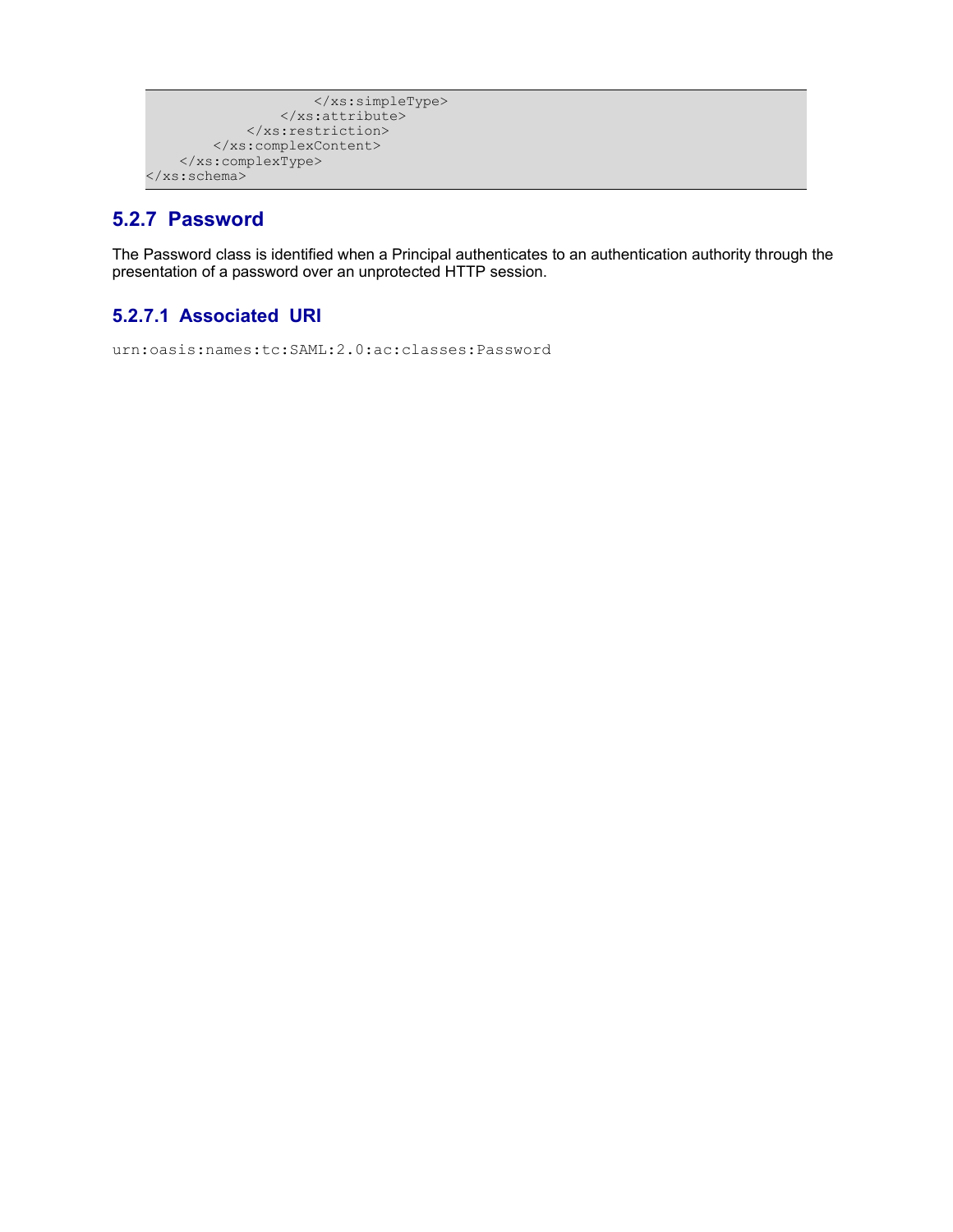```
                    </xs:simpleType>
                </xs:attribute>
            </xs:restriction>
        </xs:complexContent>
    </xs:complexType>
</xs:schema>
```

### 5.2.7 Password

The Password class is identified when a Principal authenticates to an authentication authority through the presentation of a password over an unprotected HTTP session.

#### 5.2.7.1 Associated URI

```
urn:oasis:names:tc:SAML:2.0:ac:classes:Password
```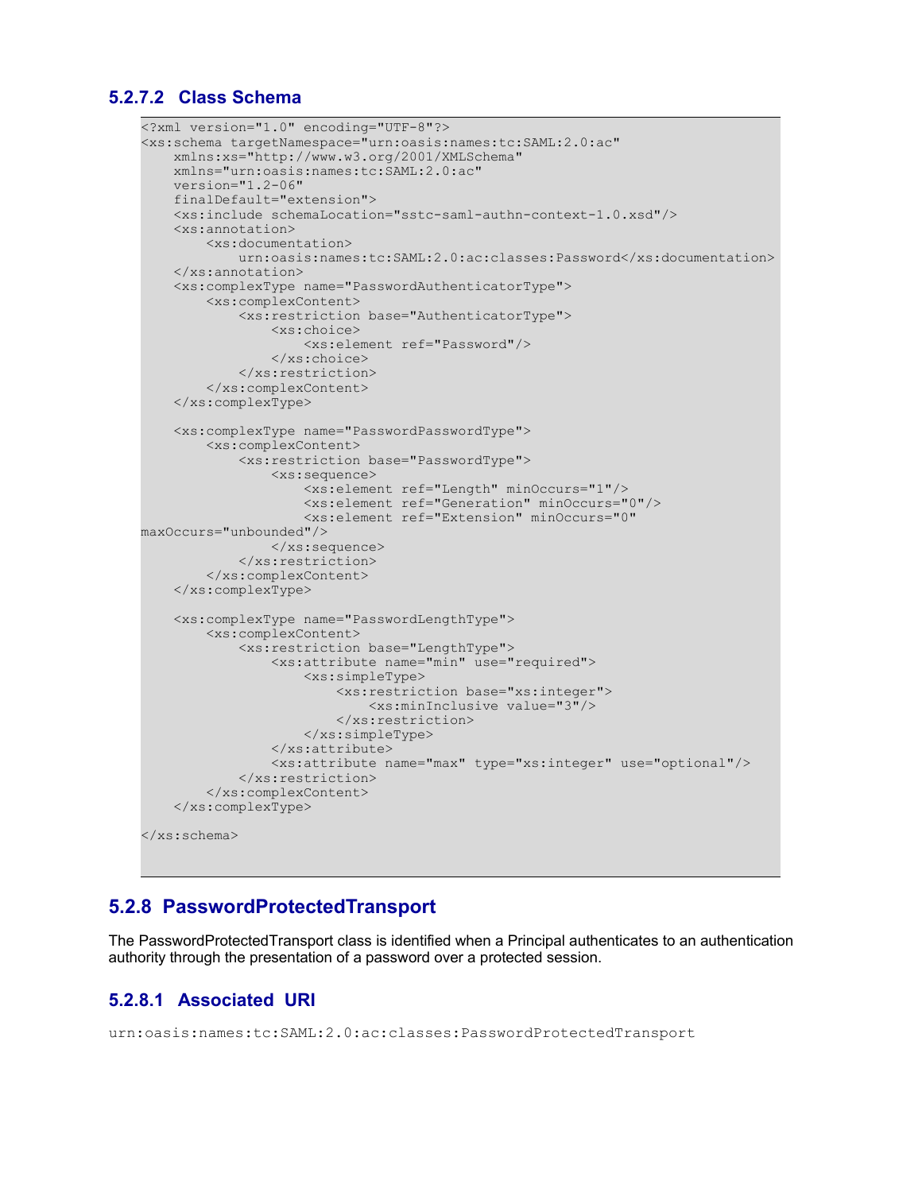### 5.2.7.2 Class Schema

```
<?xml version="1.0" encoding="UTF-8"?>
<xs:schema targetNamespace="urn:oasis:names:tc:SAML:2.0:ac"
    xmlns:xs="http://www.w3.org/2001/XMLSchema"
    xmlns="urn:oasis:names:tc:SAML:2.0:ac"
    version="1.2-06"
    finalDefault="extension">
    <xs:include schemaLocation="sstc-saml-authn-context-1.0.xsd"/>
    <xs:annotation>
        <xs:documentation>
            urn:oasis:names:tc:SAML:2.0:ac:classes:Password</xs:documentation>
    </xs:annotation>
    <xs:complexType name="PasswordAuthenticatorType">
        <xs:complexContent>
            <xs:restriction base="AuthenticatorType">
                <xs:choice>
                    <xs:element ref="Password"/>
                </xs:choice>
            </xs:restriction>
        </xs:complexContent>
    </xs:complexType>

    <xs:complexType name="PasswordPasswordType">
        <xs:complexContent>
            <xs:restriction base="PasswordType">
                <xs:sequence>
                    <xs:element ref="Length" minOccurs="1"/>
                    <xs:element ref="Generation" minOccurs="0"/>
                    <xs:element ref="Extension" minOccurs="0"
maxOccurs="unbounded"/>
                </xs:sequence>
            </xs:restriction>
        </xs:complexContent>
    </xs:complexType>

    <xs:complexType name="PasswordLengthType">
        <xs:complexContent>
            <xs:restriction base="LengthType">
                <xs:attribute name="min" use="required">
                    <xs:simpleType>
                        <xs:restriction base="xs:integer">
                            <xs:minInclusive value="3"/>
                        </xs:restriction>
                    </xs:simpleType>
                </xs:attribute>
                <xs:attribute name="max" type="xs:integer" use="optional"/>
            </xs:restriction>
        </xs:complexContent>
    </xs:complexType>

</xs:schema>
```

## 5.2.8 PasswordProtectedTransport

The PasswordProtectedTransport class is identified when a Principal authenticates to an authentication authority through the presentation of a password over a protected session.

### 5.2.8.1 Associated URI

`urn:oasis:names:tc:SAML:2.0:ac:classes:PasswordProtectedTransport`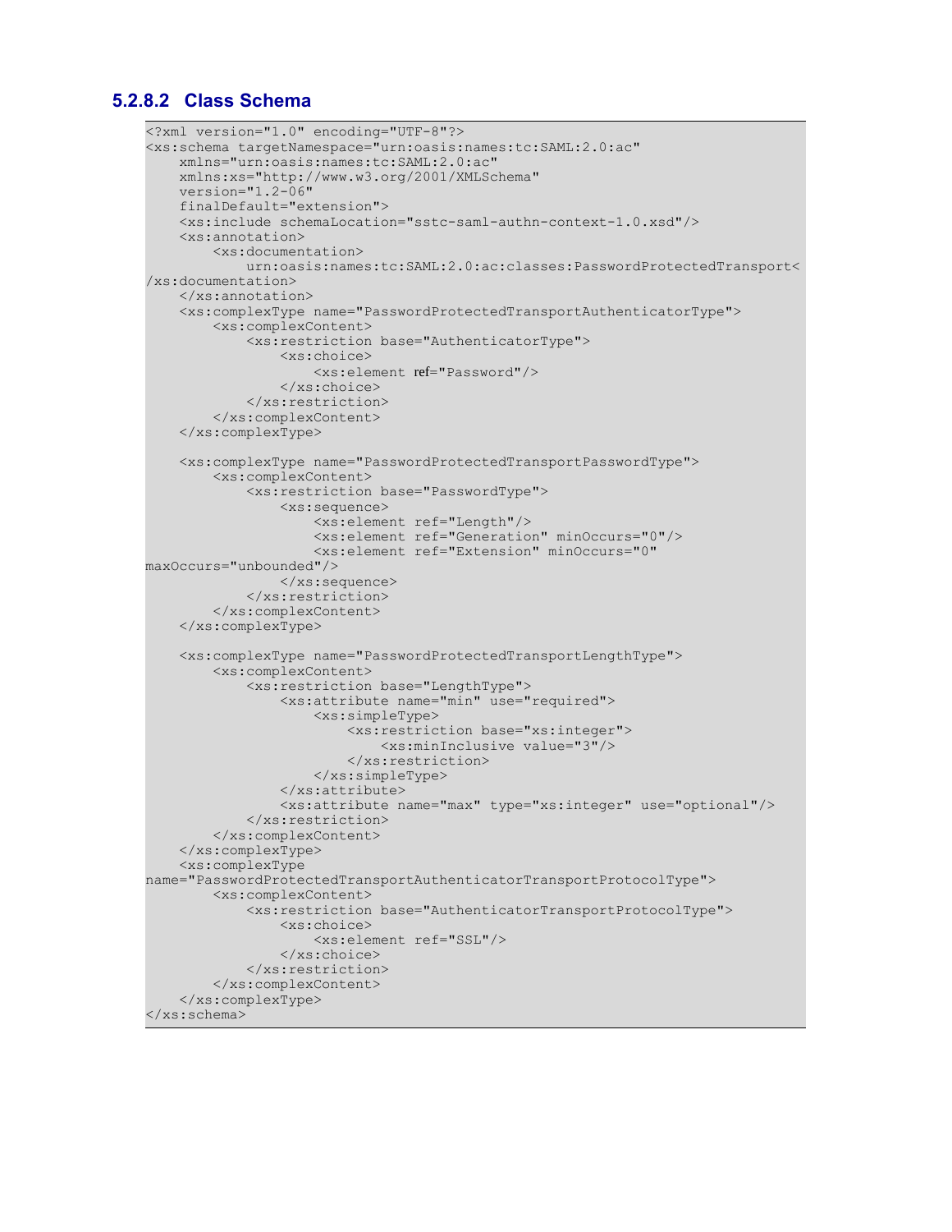### 5.2.8.2 Class Schema

```
<?xml version="1.0" encoding="UTF-8"?>
<xs:schema targetNamespace="urn:oasis:names:tc:SAML:2.0:ac"
    xmlns="urn:oasis:names:tc:SAML:2.0:ac"
    xmlns:xs="http://www.w3.org/2001/XMLSchema"
    version="1.2-06"
    finalDefault="extension">
    <xs:include schemaLocation="sstc-saml-authn-context-1.0.xsd"/>
    <xs:annotation>
        <xs:documentation>
            urn:oasis:names:tc:SAML:2.0:ac:classes:PasswordProtectedTransport<
/xs:documentation>
    </xs:annotation>
    <xs:complexType name="PasswordProtectedTransportAuthenticatorType">
        <xs:complexContent>
            <xs:restriction base="AuthenticatorType">
                <xs:choice>
                    <xs:element ref="Password"/>
                </xs:choice>
            </xs:restriction>
        </xs:complexContent>
    </xs:complexType>

    <xs:complexType name="PasswordProtectedTransportPasswordType">
        <xs:complexContent>
            <xs:restriction base="PasswordType">
                <xs:sequence>
                    <xs:element ref="Length"/>
                    <xs:element ref="Generation" minOccurs="0"/>
                    <xs:element ref="Extension" minOccurs="0"
maxOccurs="unbounded"/>
                </xs:sequence>
            </xs:restriction>
        </xs:complexContent>
    </xs:complexType>

    <xs:complexType name="PasswordProtectedTransportLengthType">
        <xs:complexContent>
            <xs:restriction base="LengthType">
                <xs:attribute name="min" use="required">
                    <xs:simpleType>
                        <xs:restriction base="xs:integer">
                            <xs:minInclusive value="3"/>
                        </xs:restriction>
                    </xs:simpleType>
                </xs:attribute>
                <xs:attribute name="max" type="xs:integer" use="optional"/>
            </xs:restriction>
        </xs:complexContent>
    </xs:complexType>
    <xs:complexType
name="PasswordProtectedTransportAuthenticatorTransportProtocolType">
        <xs:complexContent>
            <xs:restriction base="AuthenticatorTransportProtocolType">
                <xs:choice>
                    <xs:element ref="SSL"/>
                </xs:choice>
            </xs:restriction>
        </xs:complexContent>
    </xs:complexType>
</xs:schema>
```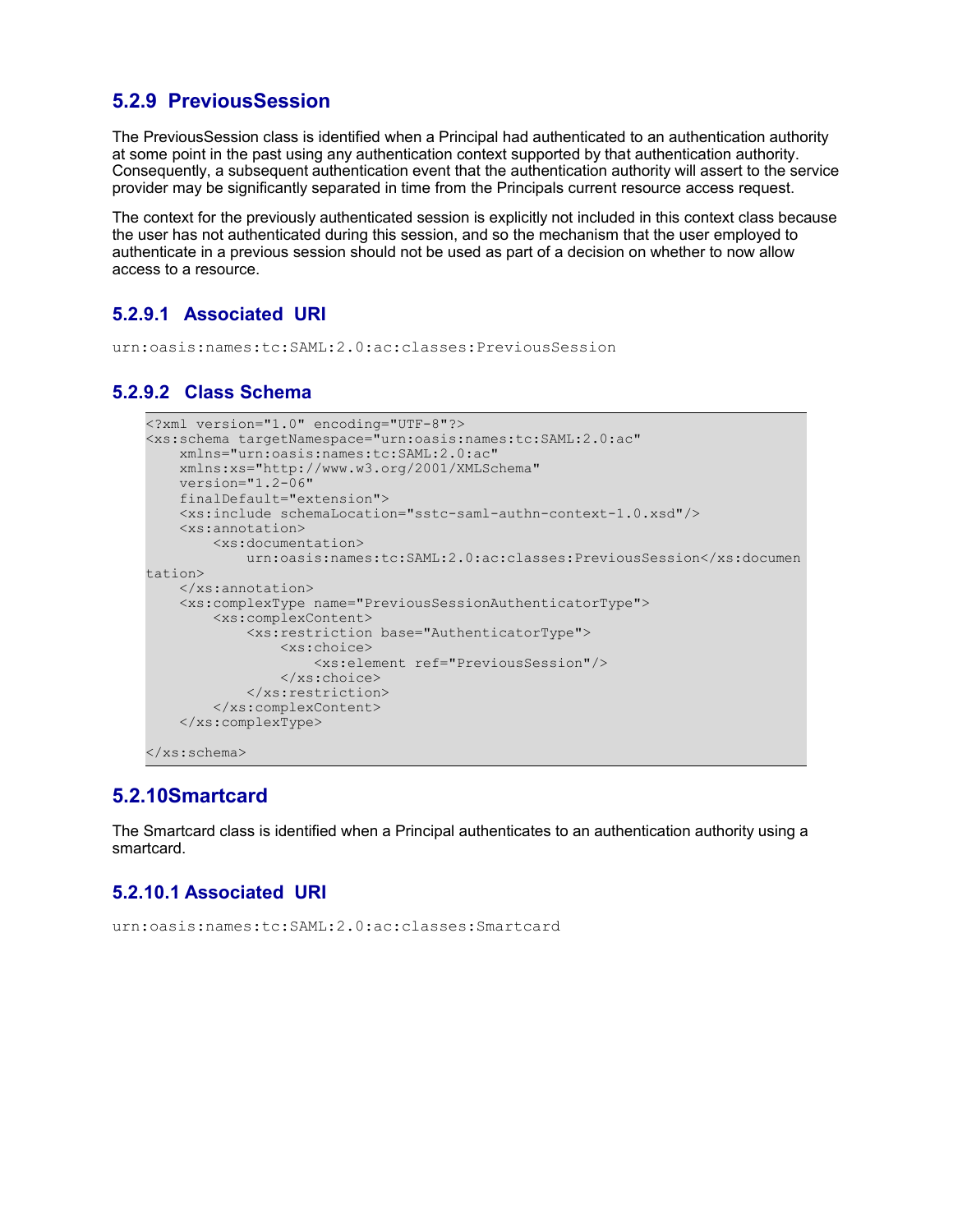### 5.2.9 PreviousSession

The PreviousSession class is identified when a Principal had authenticated to an authentication authority at some point in the past using any authentication context supported by that authentication authority. Consequently, a subsequent authentication event that the authentication authority will assert to the service provider may be significantly separated in time from the Principals current resource access request.

The context for the previously authenticated session is explicitly not included in this context class because the user has not authenticated during this session, and so the mechanism that the user employed to authenticate in a previous session should not be used as part of a decision on whether to now allow access to a resource.

#### 5.2.9.1 Associated URI

```
urn:oasis:names:tc:SAML:2.0:ac:classes:PreviousSession
```

#### 5.2.9.2 Class Schema

```
<?xml version="1.0" encoding="UTF-8"?>
<xs:schema targetNamespace="urn:oasis:names:tc:SAML:2.0:ac"
    xmlns="urn:oasis:names:tc:SAML:2.0:ac"
    xmlns:xs="http://www.w3.org/2001/XMLSchema"
    version="1.2-06"
    finalDefault="extension">
    <xs:include schemaLocation="sstc-saml-authn-context-1.0.xsd"/>
    <xs:annotation>
        <xs:documentation>
            urn:oasis:names:tc:SAML:2.0:ac:classes:PreviousSession</xs:documen
tation>
    </xs:annotation>
    <xs:complexType name="PreviousSessionAuthenticatorType">
        <xs:complexContent>
            <xs:restriction base="AuthenticatorType">
                <xs:choice>
                    <xs:element ref="PreviousSession"/>
                </xs:choice>
            </xs:restriction>
        </xs:complexContent>
    </xs:complexType>

</xs:schema>
```

### 5.2.10 Smartcard

The Smartcard class is identified when a Principal authenticates to an authentication authority using a smartcard.

#### 5.2.10.1 Associated URI

```
urn:oasis:names:tc:SAML:2.0:ac:classes:Smartcard
```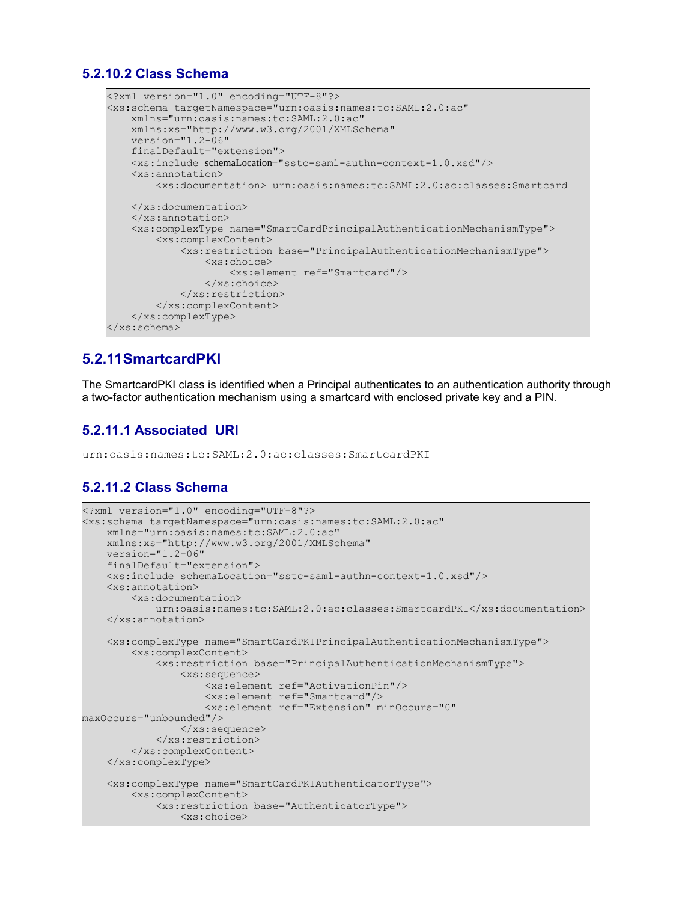### 5.2.10.2 Class Schema

```
<?xml version="1.0" encoding="UTF-8"?>
<xs:schema targetNamespace="urn:oasis:names:tc:SAML:2.0:ac"
    xmlns="urn:oasis:names:tc:SAML:2.0:ac"
    xmlns:xs="http://www.w3.org/2001/XMLSchema"
    version="1.2-06"
    finalDefault="extension">
    <xs:include schemaLocation="sstc-saml-authn-context-1.0.xsd"/>
    <xs:annotation>
        <xs:documentation> urn:oasis:names:tc:SAML:2.0:ac:classes:Smartcard

    </xs:documentation>
    </xs:annotation>
    <xs:complexType name="SmartCardPrincipalAuthenticationMechanismType">
        <xs:complexContent>
            <xs:restriction base="PrincipalAuthenticationMechanismType">
                <xs:choice>
                    <xs:element ref="Smartcard"/>
                </xs:choice>
            </xs:restriction>
        </xs:complexContent>
    </xs:complexType>
</xs:schema>
```

## 5.2.11 SmartcardPKI

The SmartcardPKI class is identified when a Principal authenticates to an authentication authority through a two-factor authentication mechanism using a smartcard with enclosed private key and a PIN.

### 5.2.11.1 Associated URI

```
urn:oasis:names:tc:SAML:2.0:ac:classes:SmartcardPKI
```

### 5.2.11.2 Class Schema

```
<?xml version="1.0" encoding="UTF-8"?>
<xs:schema targetNamespace="urn:oasis:names:tc:SAML:2.0:ac"
    xmlns="urn:oasis:names:tc:SAML:2.0:ac"
    xmlns:xs="http://www.w3.org/2001/XMLSchema"
    version="1.2-06"
    finalDefault="extension">
    <xs:include schemaLocation="sstc-saml-authn-context-1.0.xsd"/>
    <xs:annotation>
        <xs:documentation>
            urn:oasis:names:tc:SAML:2.0:ac:classes:SmartcardPKI</xs:documentation>
    </xs:annotation>

    <xs:complexType name="SmartCardPKIPrincipalAuthenticationMechanismType">
        <xs:complexContent>
            <xs:restriction base="PrincipalAuthenticationMechanismType">
                <xs:sequence>
                    <xs:element ref="ActivationPin"/>
                    <xs:element ref="Smartcard"/>
                    <xs:element ref="Extension" minOccurs="0"
maxOccurs="unbounded"/>
                </xs:sequence>
            </xs:restriction>
        </xs:complexContent>
    </xs:complexType>

    <xs:complexType name="SmartCardPKIAuthenticatorType">
        <xs:complexContent>
            <xs:restriction base="AuthenticatorType">
                <xs:choice>
```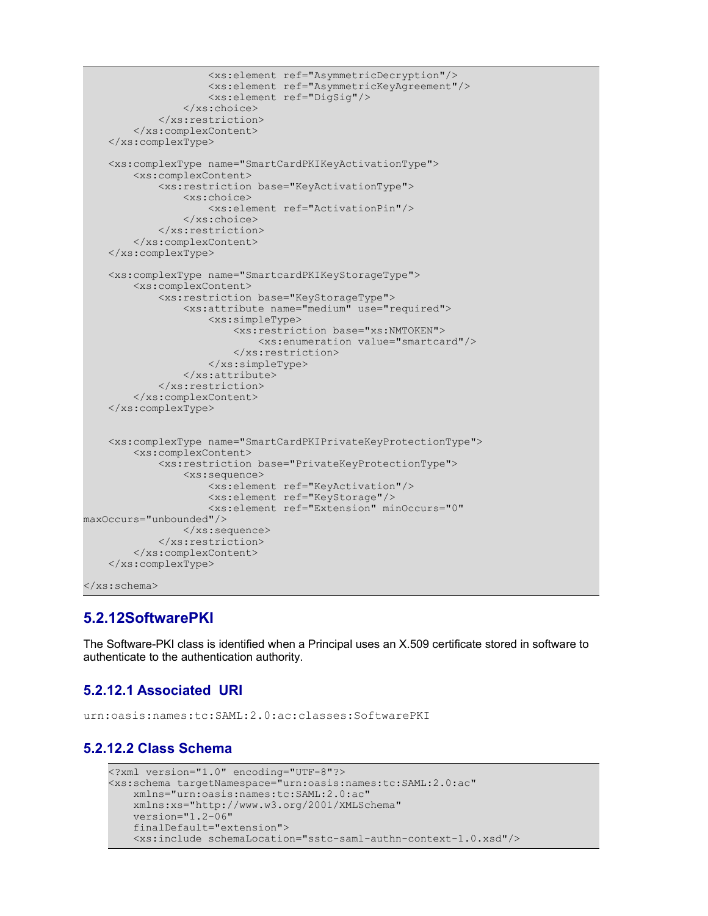```
                    <xs:element ref="AsymmetricDecryption"/>
                    <xs:element ref="AsymmetricKeyAgreement"/>
                    <xs:element ref="DigSig"/>
                </xs:choice>
            </xs:restriction>
        </xs:complexContent>
    </xs:complexType>

    <xs:complexType name="SmartCardPKIKeyActivationType">
        <xs:complexContent>
            <xs:restriction base="KeyActivationType">
                <xs:choice>
                    <xs:element ref="ActivationPin"/>
                </xs:choice>
            </xs:restriction>
        </xs:complexContent>
    </xs:complexType>

    <xs:complexType name="SmartcardPKIKeyStorageType">
        <xs:complexContent>
            <xs:restriction base="KeyStorageType">
                <xs:attribute name="medium" use="required">
                    <xs:simpleType>
                        <xs:restriction base="xs:NMTOKEN">
                            <xs:enumeration value="smartcard"/>
                        </xs:restriction>
                    </xs:simpleType>
                </xs:attribute>
            </xs:restriction>
        </xs:complexContent>
    </xs:complexType>


    <xs:complexType name="SmartCardPKIPrivateKeyProtectionType">
        <xs:complexContent>
            <xs:restriction base="PrivateKeyProtectionType">
                <xs:sequence>
                    <xs:element ref="KeyActivation"/>
                    <xs:element ref="KeyStorage"/>
                    <xs:element ref="Extension" minOccurs="0"
maxOccurs="unbounded"/>
                </xs:sequence>
            </xs:restriction>
        </xs:complexContent>
    </xs:complexType>

</xs:schema>
```

### 5.2.12SoftwarePKI

The Software-PKI class is identified when a Principal uses an X.509 certificate stored in software to authenticate to the authentication authority.

#### 5.2.12.1 Associated URI

```
urn:oasis:names:tc:SAML:2.0:ac:classes:SoftwarePKI
```

#### 5.2.12.2 Class Schema

```
<?xml version="1.0" encoding="UTF-8"?>
<xs:schema targetNamespace="urn:oasis:names:tc:SAML:2.0:ac"
    xmlns="urn:oasis:names:tc:SAML:2.0:ac"
    xmlns:xs="http://www.w3.org/2001/XMLSchema"
    version="1.2-06"
    finalDefault="extension">
    <xs:include schemaLocation="sstc-saml-authn-context-1.0.xsd"/>
```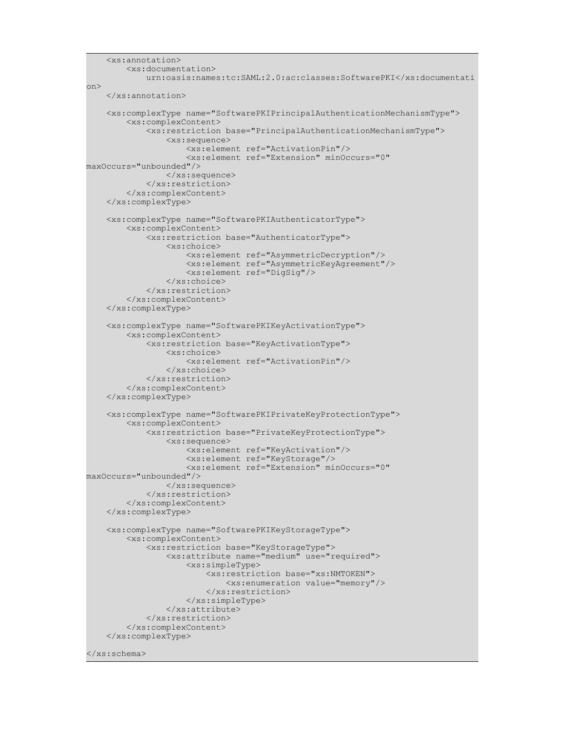```
    <xs:annotation>
        <xs:documentation>
            urn:oasis:names:tc:SAML:2.0:ac:classes:SoftwarePKI</xs:documentati
on>
    </xs:annotation>

    <xs:complexType name="SoftwarePKIPrincipalAuthenticationMechanismType">
        <xs:complexContent>
            <xs:restriction base="PrincipalAuthenticationMechanismType">
                <xs:sequence>
                    <xs:element ref="ActivationPin"/>
                    <xs:element ref="Extension" minOccurs="0"
maxOccurs="unbounded"/>
                </xs:sequence>
            </xs:restriction>
        </xs:complexContent>
    </xs:complexType>

    <xs:complexType name="SoftwarePKIAuthenticatorType">
        <xs:complexContent>
            <xs:restriction base="AuthenticatorType">
                <xs:choice>
                    <xs:element ref="AsymmetricDecryption"/>
                    <xs:element ref="AsymmetricKeyAgreement"/>
                    <xs:element ref="DigSig"/>
                </xs:choice>
            </xs:restriction>
        </xs:complexContent>
    </xs:complexType>

    <xs:complexType name="SoftwarePKIKeyActivationType">
        <xs:complexContent>
            <xs:restriction base="KeyActivationType">
                <xs:choice>
                    <xs:element ref="ActivationPin"/>
                </xs:choice>
            </xs:restriction>
        </xs:complexContent>
    </xs:complexType>

    <xs:complexType name="SoftwarePKIPrivateKeyProtectionType">
        <xs:complexContent>
            <xs:restriction base="PrivateKeyProtectionType">
                <xs:sequence>
                    <xs:element ref="KeyActivation"/>
                    <xs:element ref="KeyStorage"/>
                    <xs:element ref="Extension" minOccurs="0"
maxOccurs="unbounded"/>
                </xs:sequence>
            </xs:restriction>
        </xs:complexContent>
    </xs:complexType>

    <xs:complexType name="SoftwarePKIKeyStorageType">
        <xs:complexContent>
            <xs:restriction base="KeyStorageType">
                <xs:attribute name="medium" use="required">
                    <xs:simpleType>
                        <xs:restriction base="xs:NMTOKEN">
                            <xs:enumeration value="memory"/>
                        </xs:restriction>
                    </xs:simpleType>
                </xs:attribute>
            </xs:restriction>
        </xs:complexContent>
    </xs:complexType>

</xs:schema>
```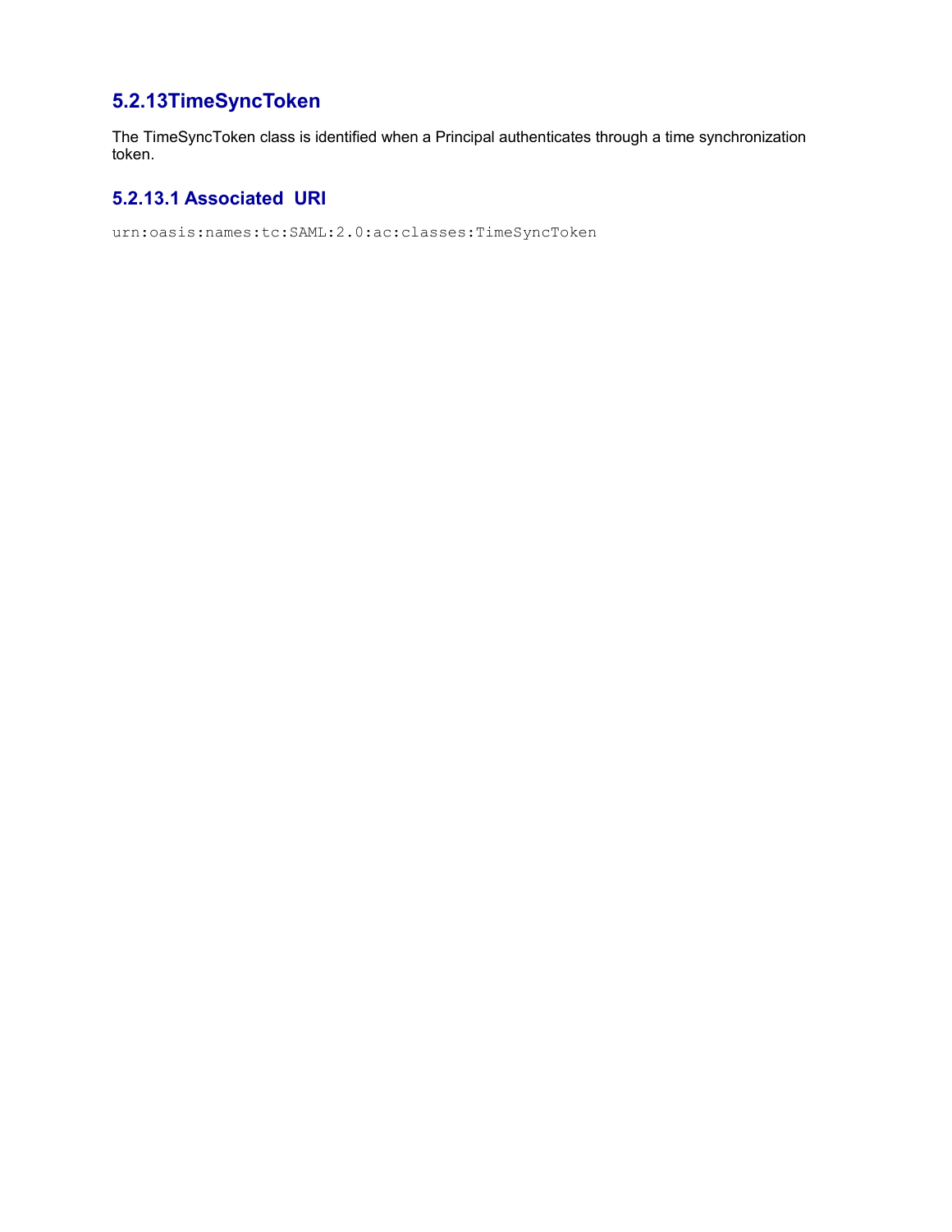### 5.2.13 TimeSyncToken

The TimeSyncToken class is identified when a Principal authenticates through a time synchronization token.

#### 5.2.13.1 Associated URI

```
urn:oasis:names:tc:SAML:2.0:ac:classes:TimeSyncToken
```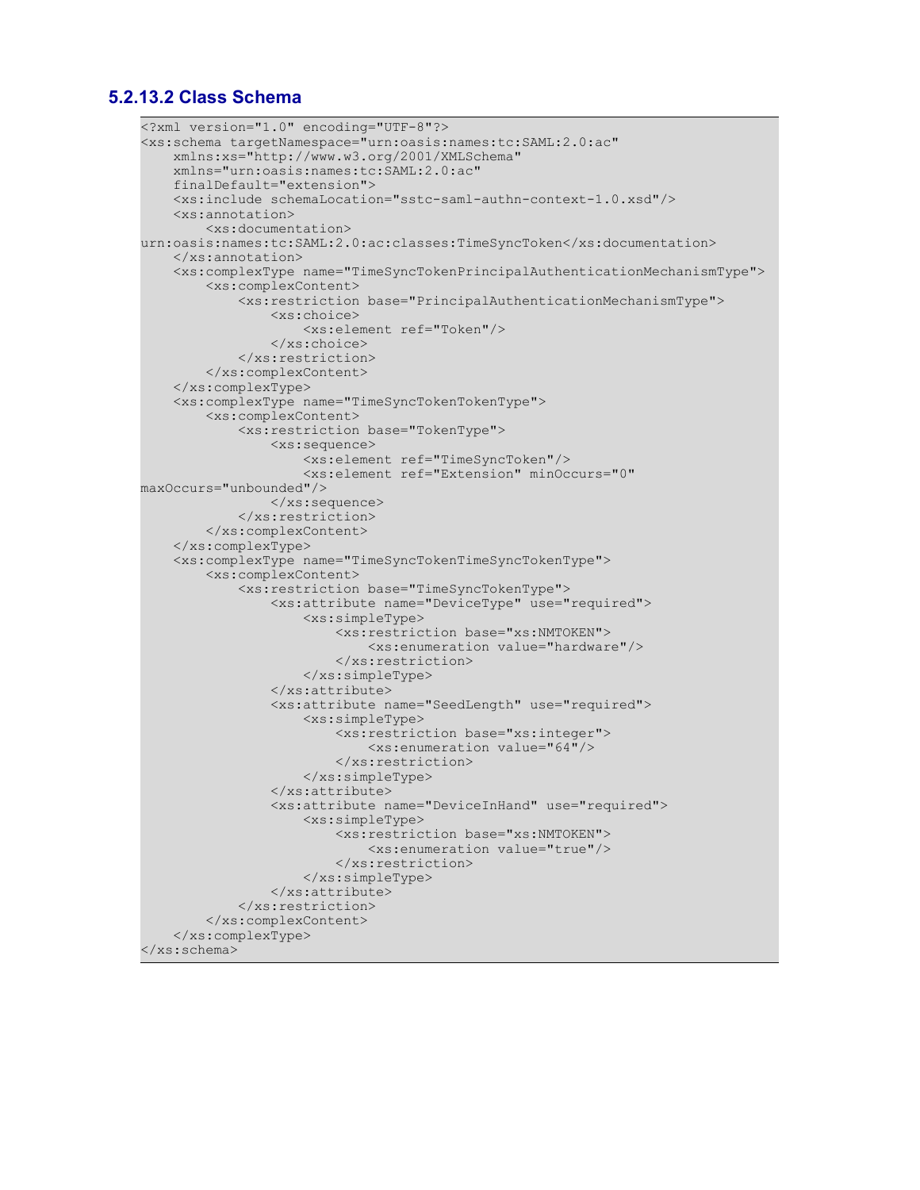### 5.2.13.2 Class Schema

```
<?xml version="1.0" encoding="UTF-8"?>
<xs:schema targetNamespace="urn:oasis:names:tc:SAML:2.0:ac"
    xmlns:xs="http://www.w3.org/2001/XMLSchema"
    xmlns="urn:oasis:names:tc:SAML:2.0:ac"
    finalDefault="extension">
    <xs:include schemaLocation="sstc-saml-authn-context-1.0.xsd"/>
    <xs:annotation>
        <xs:documentation>
urn:oasis:names:tc:SAML:2.0:ac:classes:TimeSyncToken</xs:documentation>
    </xs:annotation>
    <xs:complexType name="TimeSyncTokenPrincipalAuthenticationMechanismType">
        <xs:complexContent>
            <xs:restriction base="PrincipalAuthenticationMechanismType">
                <xs:choice>
                    <xs:element ref="Token"/>
                </xs:choice>
            </xs:restriction>
        </xs:complexContent>
    </xs:complexType>
    <xs:complexType name="TimeSyncTokenTokenType">
        <xs:complexContent>
            <xs:restriction base="TokenType">
                <xs:sequence>
                    <xs:element ref="TimeSyncToken"/>
                    <xs:element ref="Extension" minOccurs="0"
maxOccurs="unbounded"/>
                </xs:sequence>
            </xs:restriction>
        </xs:complexContent>
    </xs:complexType>
    <xs:complexType name="TimeSyncTokenTimeSyncTokenType">
        <xs:complexContent>
            <xs:restriction base="TimeSyncTokenType">
                <xs:attribute name="DeviceType" use="required">
                    <xs:simpleType>
                        <xs:restriction base="xs:NMTOKEN">
                            <xs:enumeration value="hardware"/>
                        </xs:restriction>
                    </xs:simpleType>
                </xs:attribute>
                <xs:attribute name="SeedLength" use="required">
                    <xs:simpleType>
                        <xs:restriction base="xs:integer">
                            <xs:enumeration value="64"/>
                        </xs:restriction>
                    </xs:simpleType>
                </xs:attribute>
                <xs:attribute name="DeviceInHand" use="required">
                    <xs:simpleType>
                        <xs:restriction base="xs:NMTOKEN">
                            <xs:enumeration value="true"/>
                        </xs:restriction>
                    </xs:simpleType>
                </xs:attribute>
            </xs:restriction>
        </xs:complexContent>
    </xs:complexType>
</xs:schema>
```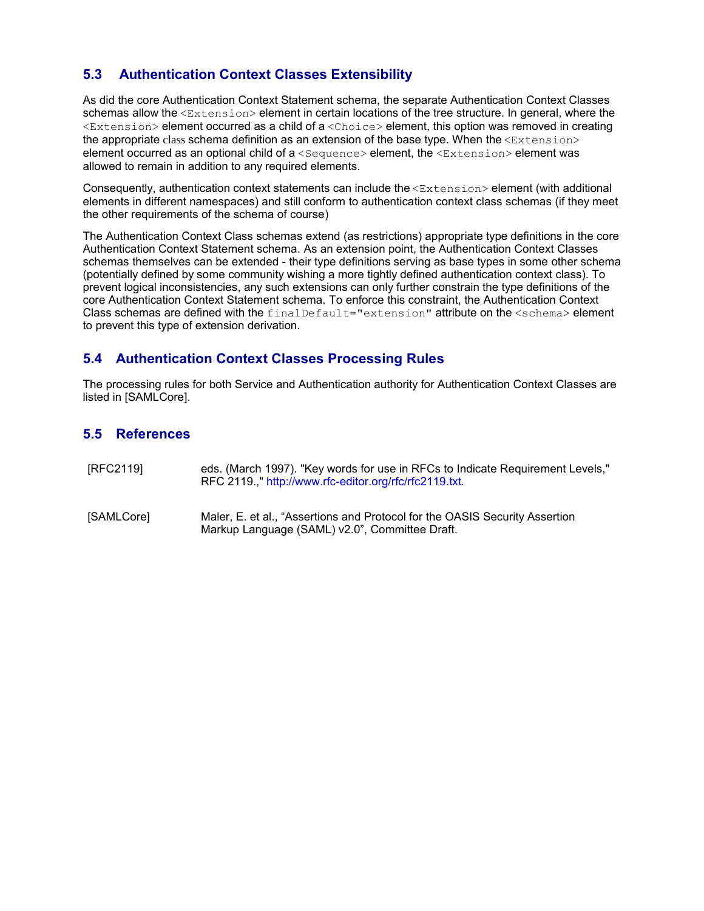## 5.3 Authentication Context Classes Extensibility

As did the core Authentication Context Statement schema, the separate Authentication Context Classes schemas allow the `<Extension>` element in certain locations of the tree structure. In general, where the `<Extension>` element occurred as a child of a `<Choice>` element, this option was removed in creating the appropriate class schema definition as an extension of the base type. When the `<Extension>` element occurred as an optional child of a `<Sequence>` element, the `<Extension>` element was allowed to remain in addition to any required elements.

Consequently, authentication context statements can include the `<Extension>` element (with additional elements in different namespaces) and still conform to authentication context class schemas (if they meet the other requirements of the schema of course)

The Authentication Context Class schemas extend (as restrictions) appropriate type definitions in the core Authentication Context Statement schema. As an extension point, the Authentication Context Classes schemas themselves can be extended - their type definitions serving as base types in some other schema (potentially defined by some community wishing a more tightly defined authentication context class). To prevent logical inconsistencies, any such extensions can only further constrain the type definitions of the core Authentication Context Statement schema. To enforce this constraint, the Authentication Context Class schemas are defined with the `finalDefault="extension"` attribute on the `<schema>` element to prevent this type of extension derivation.

## 5.4 Authentication Context Classes Processing Rules

The processing rules for both Service and Authentication authority for Authentication Context Classes are listed in [SAMLCore].

## 5.5 References

| | |
|---|---|
| [RFC2119] | eds. (March 1997). "Key words for use in RFCs to Indicate Requirement Levels," RFC 2119.," http://www.rfc-editor.org/rfc/rfc2119.txt. |
| [SAMLCore] | Maler, E. et al., "Assertions and Protocol for the OASIS Security Assertion Markup Language (SAML) v2.0", Committee Draft. |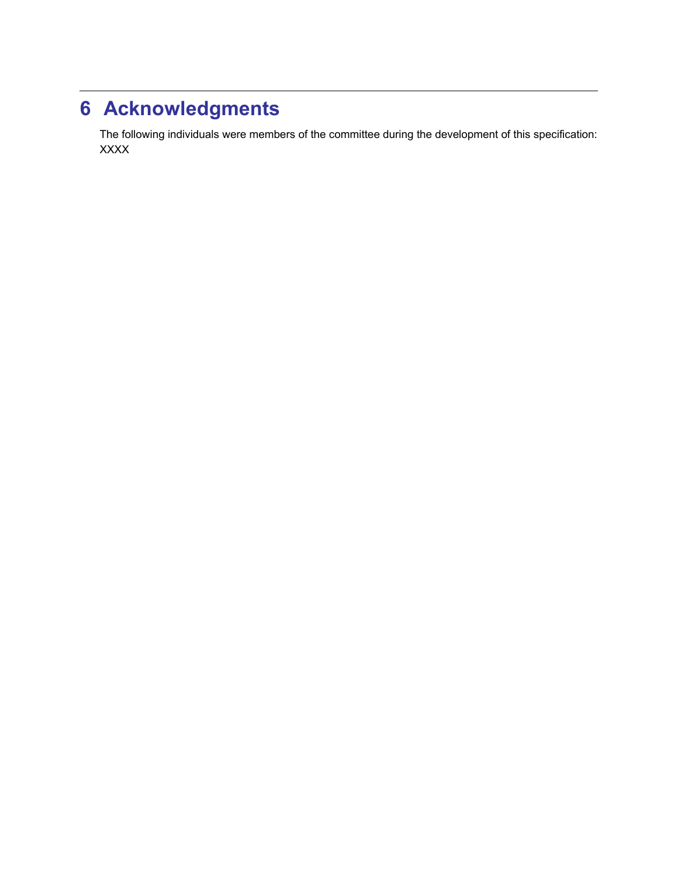# 6 Acknowledgments

The following individuals were members of the committee during the development of this specification:
XXXX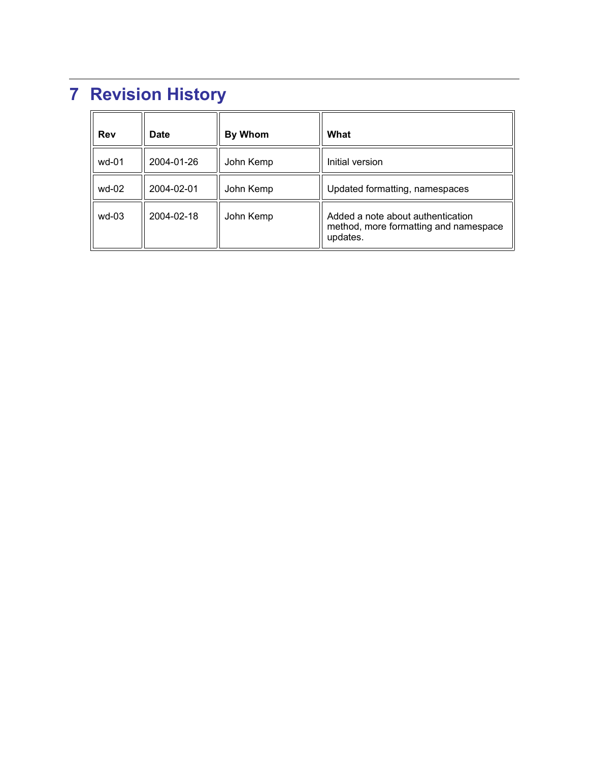# 7 Revision History

| Rev | Date | By Whom | What |
| --- | --- | --- | --- |
| wd-01 | 2004-01-26 | John Kemp | Initial version |
| wd-02 | 2004-02-01 | John Kemp | Updated formatting, namespaces |
| wd-03 | 2004-02-18 | John Kemp | Added a note about authentication method, more formatting and namespace updates. |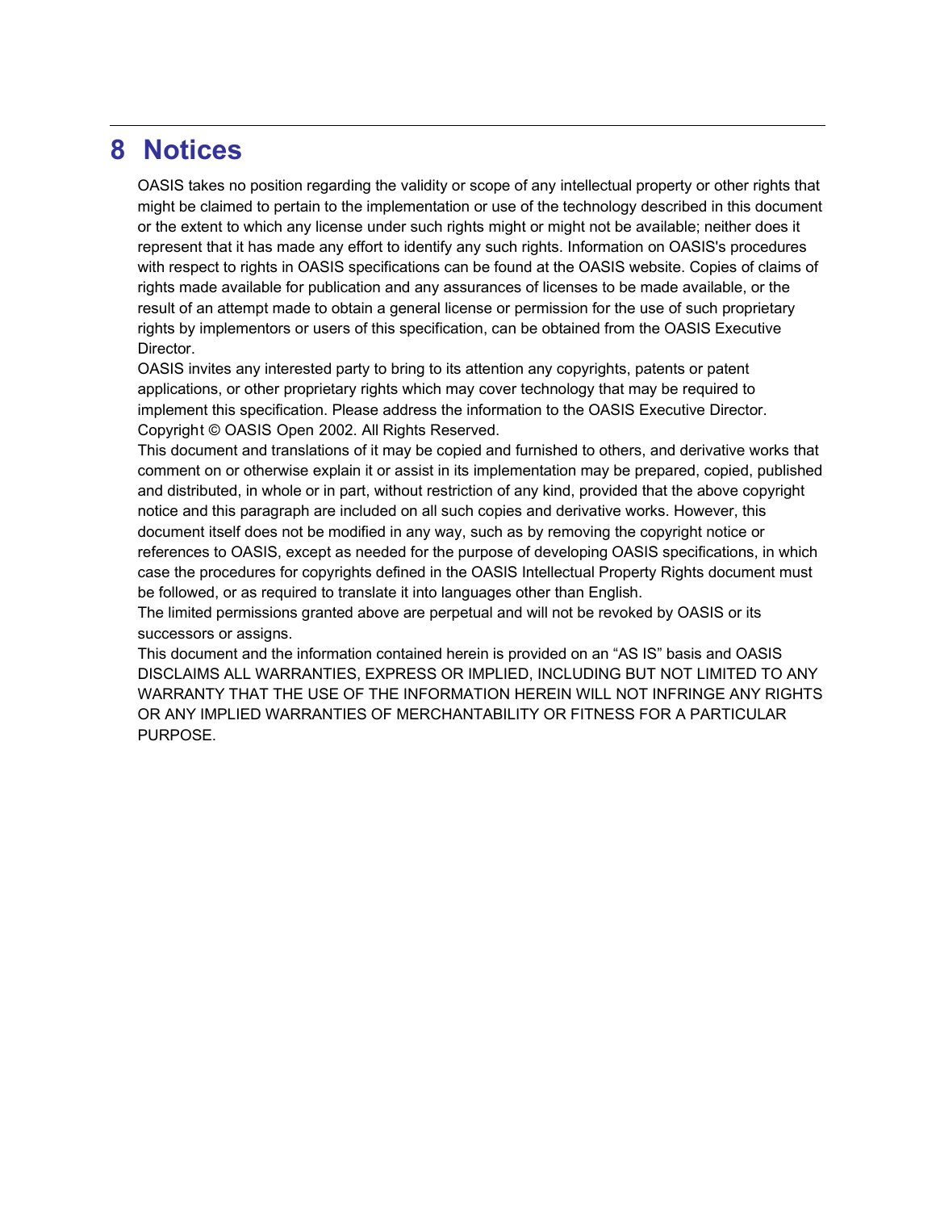# 8 Notices

OASIS takes no position regarding the validity or scope of any intellectual property or other rights that might be claimed to pertain to the implementation or use of the technology described in this document or the extent to which any license under such rights might or might not be available; neither does it represent that it has made any effort to identify any such rights. Information on OASIS's procedures with respect to rights in OASIS specifications can be found at the OASIS website. Copies of claims of rights made available for publication and any assurances of licenses to be made available, or the result of an attempt made to obtain a general license or permission for the use of such proprietary rights by implementors or users of this specification, can be obtained from the OASIS Executive Director.

OASIS invites any interested party to bring to its attention any copyrights, patents or patent applications, or other proprietary rights which may cover technology that may be required to implement this specification. Please address the information to the OASIS Executive Director.

Copyright © OASIS Open 2002. All Rights Reserved.

This document and translations of it may be copied and furnished to others, and derivative works that comment on or otherwise explain it or assist in its implementation may be prepared, copied, published and distributed, in whole or in part, without restriction of any kind, provided that the above copyright notice and this paragraph are included on all such copies and derivative works. However, this document itself does not be modified in any way, such as by removing the copyright notice or references to OASIS, except as needed for the purpose of developing OASIS specifications, in which case the procedures for copyrights defined in the OASIS Intellectual Property Rights document must be followed, or as required to translate it into languages other than English.

The limited permissions granted above are perpetual and will not be revoked by OASIS or its successors or assigns.

This document and the information contained herein is provided on an “AS IS” basis and OASIS DISCLAIMS ALL WARRANTIES, EXPRESS OR IMPLIED, INCLUDING BUT NOT LIMITED TO ANY WARRANTY THAT THE USE OF THE INFORMATION HEREIN WILL NOT INFRINGE ANY RIGHTS OR ANY IMPLIED WARRANTIES OF MERCHANTABILITY OR FITNESS FOR A PARTICULAR PURPOSE.